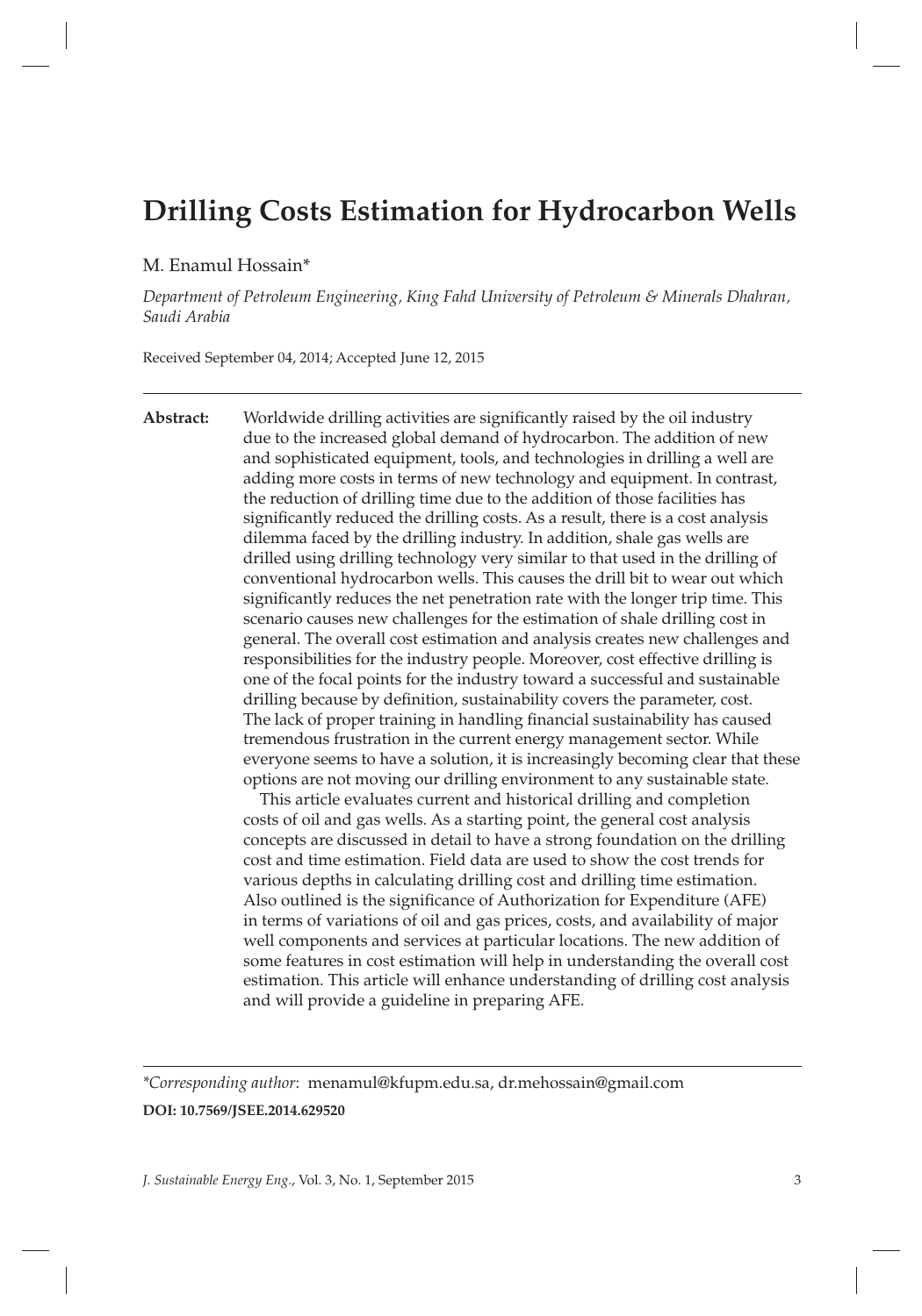# Drilling Costs Estimation for Hydrocarbon Wells

M. Enamul Hossain*

*Department of Petroleum Engineering, King Fahd University of Petroleum & Minerals Dhahran, Saudi Arabia*

Received September 04, 2014; Accepted June 12, 2015

**Abstract:** Worldwide drilling activities are significantly raised by the oil industry due to the increased global demand of hydrocarbon. The addition of new and sophisticated equipment, tools, and technologies in drilling a well are adding more costs in terms of new technology and equipment. In contrast, the reduction of drilling time due to the addition of those facilities has significantly reduced the drilling costs. As a result, there is a cost analysis dilemma faced by the drilling industry. In addition, shale gas wells are drilled using drilling technology very similar to that used in the drilling of conventional hydrocarbon wells. This causes the drill bit to wear out which significantly reduces the net penetration rate with the longer trip time. This scenario causes new challenges for the estimation of shale drilling cost in general. The overall cost estimation and analysis creates new challenges and responsibilities for the industry people. Moreover, cost effective drilling is one of the focal points for the industry toward a successful and sustainable drilling because by definition, sustainability covers the parameter, cost. The lack of proper training in handling financial sustainability has caused tremendous frustration in the current energy management sector. While everyone seems to have a solution, it is increasingly becoming clear that these options are not moving our drilling environment to any sustainable state.

This article evaluates current and historical drilling and completion costs of oil and gas wells. As a starting point, the general cost analysis concepts are discussed in detail to have a strong foundation on the drilling cost and time estimation. Field data are used to show the cost trends for various depths in calculating drilling cost and drilling time estimation. Also outlined is the significance of Authorization for Expenditure (AFE) in terms of variations of oil and gas prices, costs, and availability of major well components and services at particular locations. The new addition of some features in cost estimation will help in understanding the overall cost estimation. This article will enhance understanding of drilling cost analysis and will provide a guideline in preparing AFE.

---

*\*Corresponding author*: menamul@kfupm.edu.sa, dr.mehossain@gmail.com

**DOI: 10.7569/JSEE.2014.629520**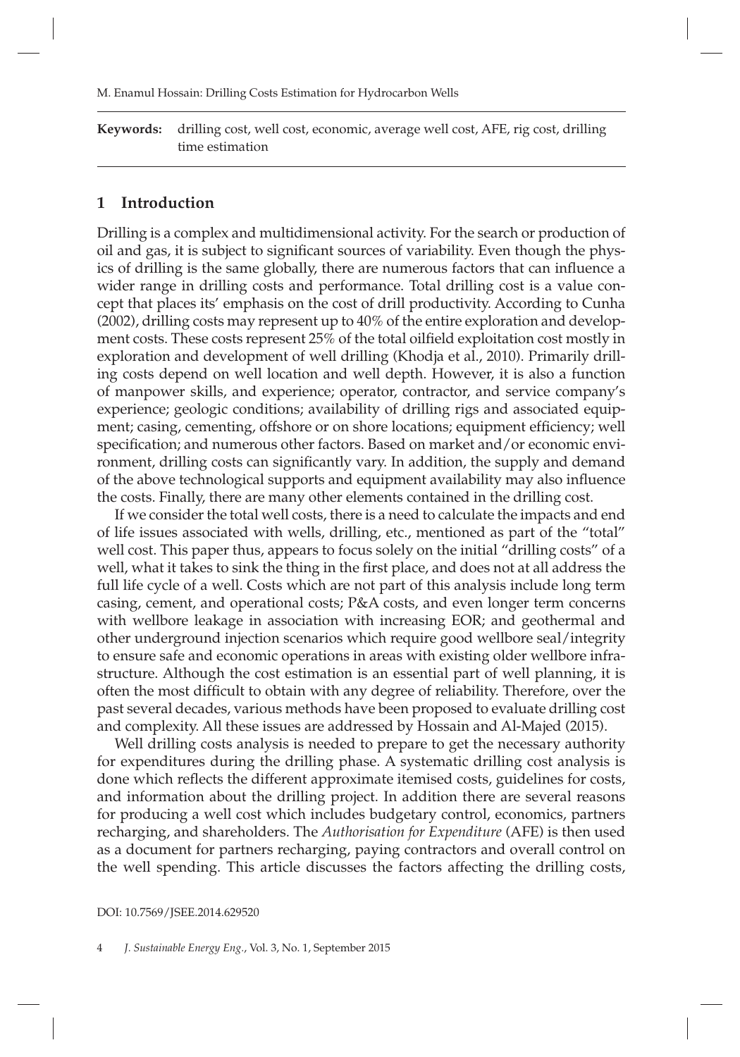**Keywords:** drilling cost, well cost, economic, average well cost, AFE, rig cost, drilling time estimation

## 1 Introduction

Drilling is a complex and multidimensional activity. For the search or production of oil and gas, it is subject to significant sources of variability. Even though the physics of drilling is the same globally, there are numerous factors that can influence a wider range in drilling costs and performance. Total drilling cost is a value concept that places its' emphasis on the cost of drill productivity. According to Cunha (2002), drilling costs may represent up to 40% of the entire exploration and development costs. These costs represent 25% of the total oilfield exploitation cost mostly in exploration and development of well drilling (Khodja et al., 2010). Primarily drilling costs depend on well location and well depth. However, it is also a function of manpower skills, and experience; operator, contractor, and service company's experience; geologic conditions; availability of drilling rigs and associated equipment; casing, cementing, offshore or on shore locations; equipment efficiency; well specification; and numerous other factors. Based on market and/or economic environment, drilling costs can significantly vary. In addition, the supply and demand of the above technological supports and equipment availability may also influence the costs. Finally, there are many other elements contained in the drilling cost.

If we consider the total well costs, there is a need to calculate the impacts and end of life issues associated with wells, drilling, etc., mentioned as part of the "total" well cost. This paper thus, appears to focus solely on the initial "drilling costs" of a well, what it takes to sink the thing in the first place, and does not at all address the full life cycle of a well. Costs which are not part of this analysis include long term casing, cement, and operational costs; P&A costs, and even longer term concerns with wellbore leakage in association with increasing EOR; and geothermal and other underground injection scenarios which require good wellbore seal/integrity to ensure safe and economic operations in areas with existing older wellbore infrastructure. Although the cost estimation is an essential part of well planning, it is often the most difficult to obtain with any degree of reliability. Therefore, over the past several decades, various methods have been proposed to evaluate drilling cost and complexity. All these issues are addressed by Hossain and Al-Majed (2015).

Well drilling costs analysis is needed to prepare to get the necessary authority for expenditures during the drilling phase. A systematic drilling cost analysis is done which reflects the different approximate itemised costs, guidelines for costs, and information about the drilling project. In addition there are several reasons for producing a well cost which includes budgetary control, economics, partners recharging, and shareholders. The *Authorisation for Expenditure* (AFE) is then used as a document for partners recharging, paying contractors and overall control on the well spending. This article discusses the factors affecting the drilling costs,

DOI: 10.7569/JSEE.2014.629520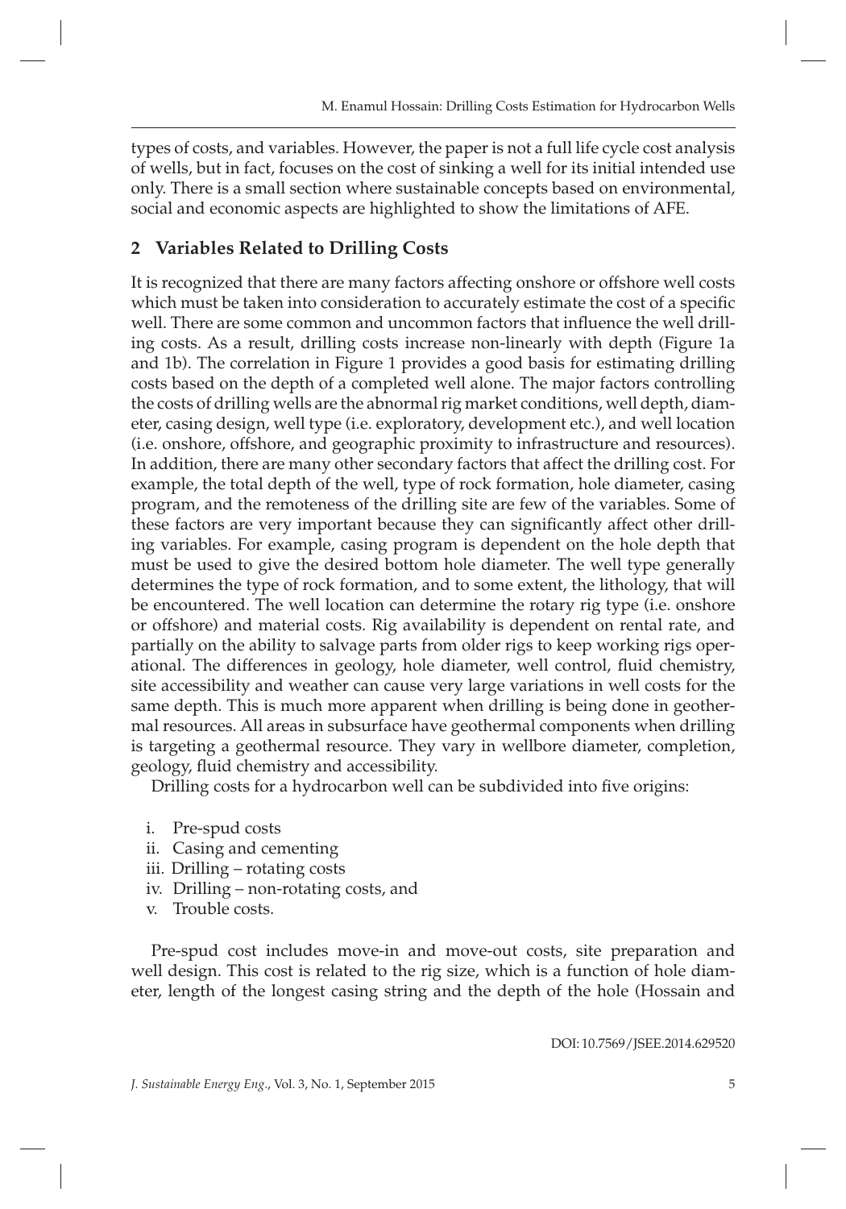types of costs, and variables. However, the paper is not a full life cycle cost analysis of wells, but in fact, focuses on the cost of sinking a well for its initial intended use only. There is a small section where sustainable concepts based on environmental, social and economic aspects are highlighted to show the limitations of AFE.

## 2 Variables Related to Drilling Costs

It is recognized that there are many factors affecting onshore or offshore well costs which must be taken into consideration to accurately estimate the cost of a specific well. There are some common and uncommon factors that influence the well drilling costs. As a result, drilling costs increase non-linearly with depth (Figure 1a and 1b). The correlation in Figure 1 provides a good basis for estimating drilling costs based on the depth of a completed well alone. The major factors controlling the costs of drilling wells are the abnormal rig market conditions, well depth, diameter, casing design, well type (i.e. exploratory, development etc.), and well location (i.e. onshore, offshore, and geographic proximity to infrastructure and resources). In addition, there are many other secondary factors that affect the drilling cost. For example, the total depth of the well, type of rock formation, hole diameter, casing program, and the remoteness of the drilling site are few of the variables. Some of these factors are very important because they can significantly affect other drilling variables. For example, casing program is dependent on the hole depth that must be used to give the desired bottom hole diameter. The well type generally determines the type of rock formation, and to some extent, the lithology, that will be encountered. The well location can determine the rotary rig type (i.e. onshore or offshore) and material costs. Rig availability is dependent on rental rate, and partially on the ability to salvage parts from older rigs to keep working rigs operational. The differences in geology, hole diameter, well control, fluid chemistry, site accessibility and weather can cause very large variations in well costs for the same depth. This is much more apparent when drilling is being done in geothermal resources. All areas in subsurface have geothermal components when drilling is targeting a geothermal resource. They vary in wellbore diameter, completion, geology, fluid chemistry and accessibility.

Drilling costs for a hydrocarbon well can be subdivided into five origins:

i. Pre-spud costs
ii. Casing and cementing
iii. Drilling – rotating costs
iv. Drilling – non-rotating costs, and
v. Trouble costs.

Pre-spud cost includes move-in and move-out costs, site preparation and well design. This cost is related to the rig size, which is a function of hole diameter, length of the longest casing string and the depth of the hole (Hossain and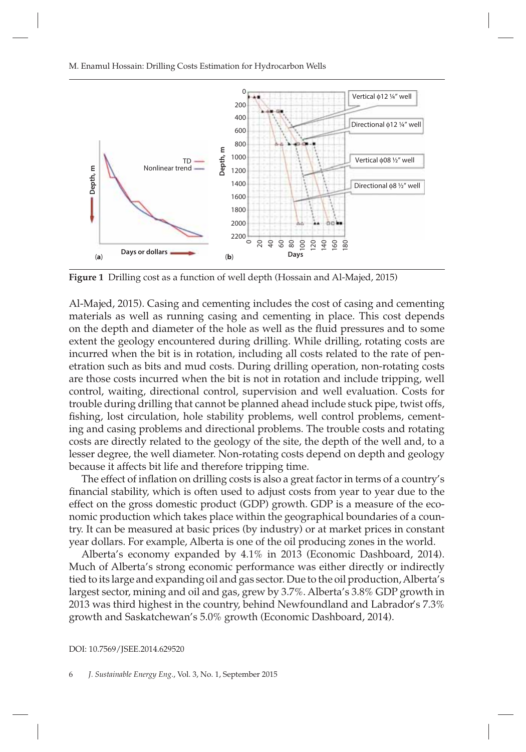**Figure 1** Drilling cost as a function of well depth (Hossain and Al-Majed, 2015)

Al-Majed, 2015). Casing and cementing includes the cost of casing and cementing materials as well as running casing and cementing in place. This cost depends on the depth and diameter of the hole as well as the fluid pressures and to some extent the geology encountered during drilling. While drilling, rotating costs are incurred when the bit is in rotation, including all costs related to the rate of penetration such as bits and mud costs. During drilling operation, non-rotating costs are those costs incurred when the bit is not in rotation and include tripping, well control, waiting, directional control, supervision and well evaluation. Costs for trouble during drilling that cannot be planned ahead include stuck pipe, twist offs, fishing, lost circulation, hole stability problems, well control problems, cementing and casing problems and directional problems. The trouble costs and rotating costs are directly related to the geology of the site, the depth of the well and, to a lesser degree, the well diameter. Non-rotating costs depend on depth and geology because it affects bit life and therefore tripping time.

The effect of inflation on drilling costs is also a great factor in terms of a country's financial stability, which is often used to adjust costs from year to year due to the effect on the gross domestic product (GDP) growth. GDP is a measure of the economic production which takes place within the geographical boundaries of a country. It can be measured at basic prices (by industry) or at market prices in constant year dollars. For example, Alberta is one of the oil producing zones in the world.

Alberta's economy expanded by 4.1% in 2013 (Economic Dashboard, 2014). Much of Alberta's strong economic performance was either directly or indirectly tied to its large and expanding oil and gas sector. Due to the oil production, Alberta's largest sector, mining and oil and gas, grew by 3.7%. Alberta's 3.8% GDP growth in 2013 was third highest in the country, behind Newfoundland and Labrador's 7.3% growth and Saskatchewan's 5.0% growth (Economic Dashboard, 2014).

DOI: 10.7569/JSEE.2014.629520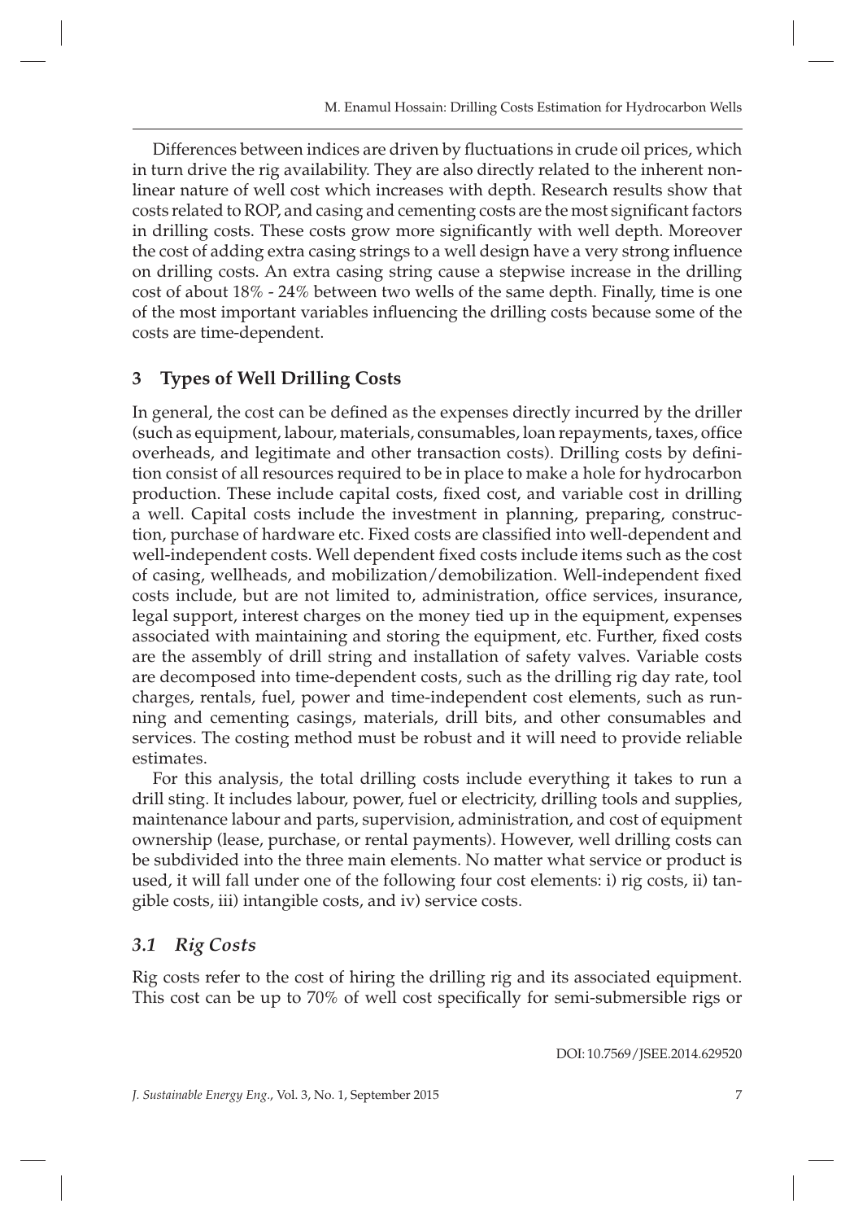Differences between indices are driven by fluctuations in crude oil prices, which in turn drive the rig availability. They are also directly related to the inherent non-linear nature of well cost which increases with depth. Research results show that costs related to ROP, and casing and cementing costs are the most significant factors in drilling costs. These costs grow more significantly with well depth. Moreover the cost of adding extra casing strings to a well design have a very strong influence on drilling costs. An extra casing string cause a stepwise increase in the drilling cost of about 18% - 24% between two wells of the same depth. Finally, time is one of the most important variables influencing the drilling costs because some of the costs are time-dependent.

## 3 Types of Well Drilling Costs

In general, the cost can be defined as the expenses directly incurred by the driller (such as equipment, labour, materials, consumables, loan repayments, taxes, office overheads, and legitimate and other transaction costs). Drilling costs by definition consist of all resources required to be in place to make a hole for hydrocarbon production. These include capital costs, fixed cost, and variable cost in drilling a well. Capital costs include the investment in planning, preparing, construction, purchase of hardware etc. Fixed costs are classified into well-dependent and well-independent costs. Well dependent fixed costs include items such as the cost of casing, wellheads, and mobilization/demobilization. Well-independent fixed costs include, but are not limited to, administration, office services, insurance, legal support, interest charges on the money tied up in the equipment, expenses associated with maintaining and storing the equipment, etc. Further, fixed costs are the assembly of drill string and installation of safety valves. Variable costs are decomposed into time-dependent costs, such as the drilling rig day rate, tool charges, rentals, fuel, power and time-independent cost elements, such as running and cementing casings, materials, drill bits, and other consumables and services. The costing method must be robust and it will need to provide reliable estimates.

For this analysis, the total drilling costs include everything it takes to run a drill sting. It includes labour, power, fuel or electricity, drilling tools and supplies, maintenance labour and parts, supervision, administration, and cost of equipment ownership (lease, purchase, or rental payments). However, well drilling costs can be subdivided into the three main elements. No matter what service or product is used, it will fall under one of the following four cost elements: i) rig costs, ii) tangible costs, iii) intangible costs, and iv) service costs.

### *3.1 Rig Costs*

Rig costs refer to the cost of hiring the drilling rig and its associated equipment. This cost can be up to 70% of well cost specifically for semi-submersible rigs or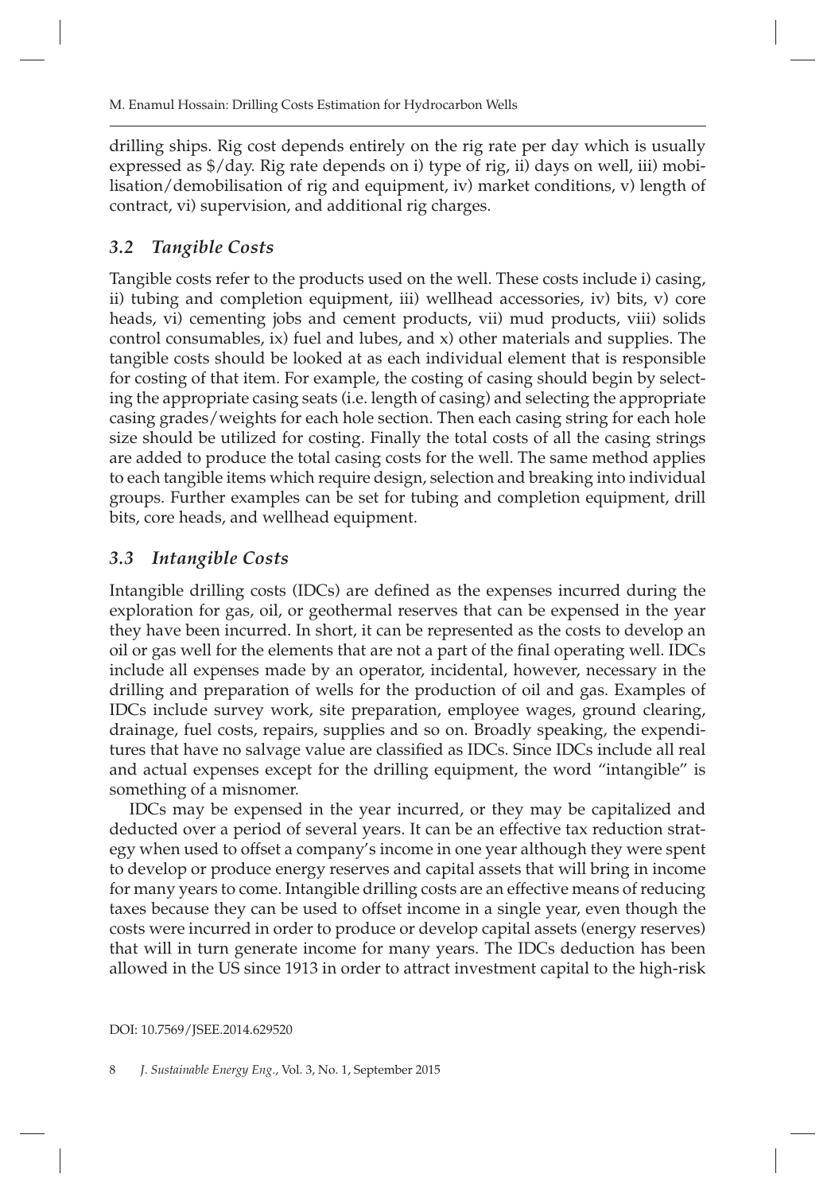drilling ships. Rig cost depends entirely on the rig rate per day which is usually expressed as $/day. Rig rate depends on i) type of rig, ii) days on well, iii) mobilisation/demobilisation of rig and equipment, iv) market conditions, v) length of contract, vi) supervision, and additional rig charges.

### *3.2 Tangible Costs*

Tangible costs refer to the products used on the well. These costs include i) casing, ii) tubing and completion equipment, iii) wellhead accessories, iv) bits, v) core heads, vi) cementing jobs and cement products, vii) mud products, viii) solids control consumables, ix) fuel and lubes, and x) other materials and supplies. The tangible costs should be looked at as each individual element that is responsible for costing of that item. For example, the costing of casing should begin by selecting the appropriate casing seats (i.e. length of casing) and selecting the appropriate casing grades/weights for each hole section. Then each casing string for each hole size should be utilized for costing. Finally the total costs of all the casing strings are added to produce the total casing costs for the well. The same method applies to each tangible items which require design, selection and breaking into individual groups. Further examples can be set for tubing and completion equipment, drill bits, core heads, and wellhead equipment.

### *3.3 Intangible Costs*

Intangible drilling costs (IDCs) are defined as the expenses incurred during the exploration for gas, oil, or geothermal reserves that can be expensed in the year they have been incurred. In short, it can be represented as the costs to develop an oil or gas well for the elements that are not a part of the final operating well. IDCs include all expenses made by an operator, incidental, however, necessary in the drilling and preparation of wells for the production of oil and gas. Examples of IDCs include survey work, site preparation, employee wages, ground clearing, drainage, fuel costs, repairs, supplies and so on. Broadly speaking, the expenditures that have no salvage value are classified as IDCs. Since IDCs include all real and actual expenses except for the drilling equipment, the word "intangible" is something of a misnomer.

IDCs may be expensed in the year incurred, or they may be capitalized and deducted over a period of several years. It can be an effective tax reduction strategy when used to offset a company's income in one year although they were spent to develop or produce energy reserves and capital assets that will bring in income for many years to come. Intangible drilling costs are an effective means of reducing taxes because they can be used to offset income in a single year, even though the costs were incurred in order to produce or develop capital assets (energy reserves) that will in turn generate income for many years. The IDCs deduction has been allowed in the US since 1913 in order to attract investment capital to the high-risk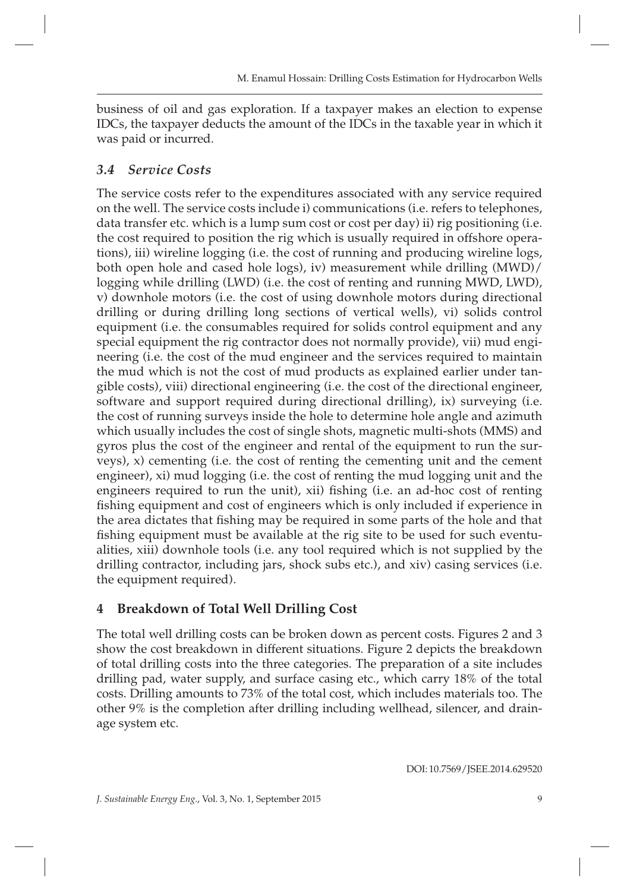business of oil and gas exploration. If a taxpayer makes an election to expense IDCs, the taxpayer deducts the amount of the IDCs in the taxable year in which it was paid or incurred.

### *3.4 Service Costs*

The service costs refer to the expenditures associated with any service required on the well. The service costs include i) communications (i.e. refers to telephones, data transfer etc. which is a lump sum cost or cost per day) ii) rig positioning (i.e. the cost required to position the rig which is usually required in offshore operations), iii) wireline logging (i.e. the cost of running and producing wireline logs, both open hole and cased hole logs), iv) measurement while drilling (MWD)/ logging while drilling (LWD) (i.e. the cost of renting and running MWD, LWD), v) downhole motors (i.e. the cost of using downhole motors during directional drilling or during drilling long sections of vertical wells), vi) solids control equipment (i.e. the consumables required for solids control equipment and any special equipment the rig contractor does not normally provide), vii) mud engineering (i.e. the cost of the mud engineer and the services required to maintain the mud which is not the cost of mud products as explained earlier under tangible costs), viii) directional engineering (i.e. the cost of the directional engineer, software and support required during directional drilling), ix) surveying (i.e. the cost of running surveys inside the hole to determine hole angle and azimuth which usually includes the cost of single shots, magnetic multi-shots (MMS) and gyros plus the cost of the engineer and rental of the equipment to run the surveys), x) cementing (i.e. the cost of renting the cementing unit and the cement engineer), xi) mud logging (i.e. the cost of renting the mud logging unit and the engineers required to run the unit), xii) fishing (i.e. an ad-hoc cost of renting fishing equipment and cost of engineers which is only included if experience in the area dictates that fishing may be required in some parts of the hole and that fishing equipment must be available at the rig site to be used for such eventualities, xiii) downhole tools (i.e. any tool required which is not supplied by the drilling contractor, including jars, shock subs etc.), and xiv) casing services (i.e. the equipment required).

## 4 Breakdown of Total Well Drilling Cost

The total well drilling costs can be broken down as percent costs. Figures 2 and 3 show the cost breakdown in different situations. Figure 2 depicts the breakdown of total drilling costs into the three categories. The preparation of a site includes drilling pad, water supply, and surface casing etc., which carry 18% of the total costs. Drilling amounts to 73% of the total cost, which includes materials too. The other 9% is the completion after drilling including wellhead, silencer, and drainage system etc.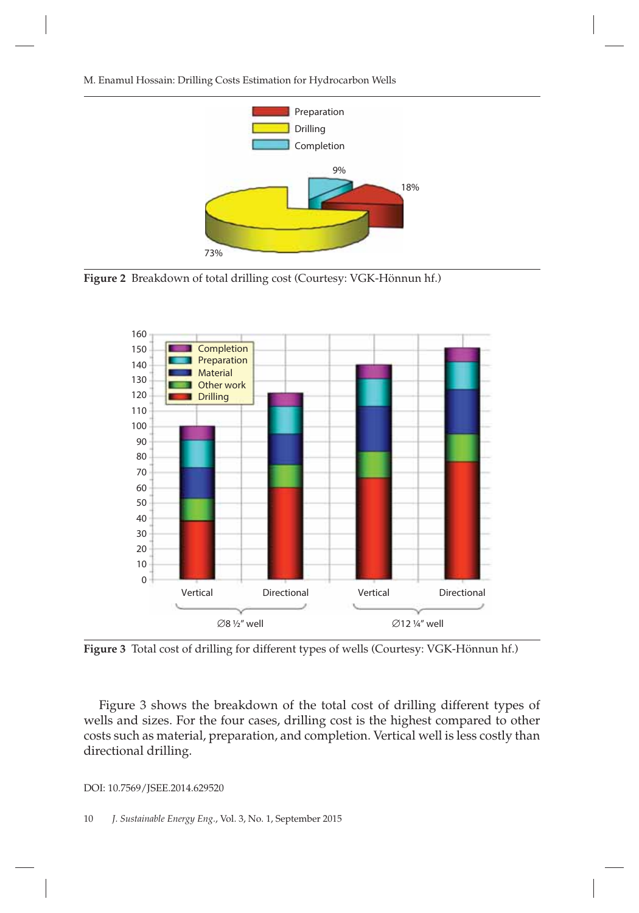Figure 2 Breakdown of total drilling cost (Courtesy: VGK-Hönnun hf.)

Figure 3 Total cost of drilling for different types of wells (Courtesy: VGK-Hönnun hf.)

Figure 3 shows the breakdown of the total cost of drilling different types of wells and sizes. For the four cases, drilling cost is the highest compared to other costs such as material, preparation, and completion. Vertical well is less costly than directional drilling.

DOI: 10.7569/JSEE.2014.629520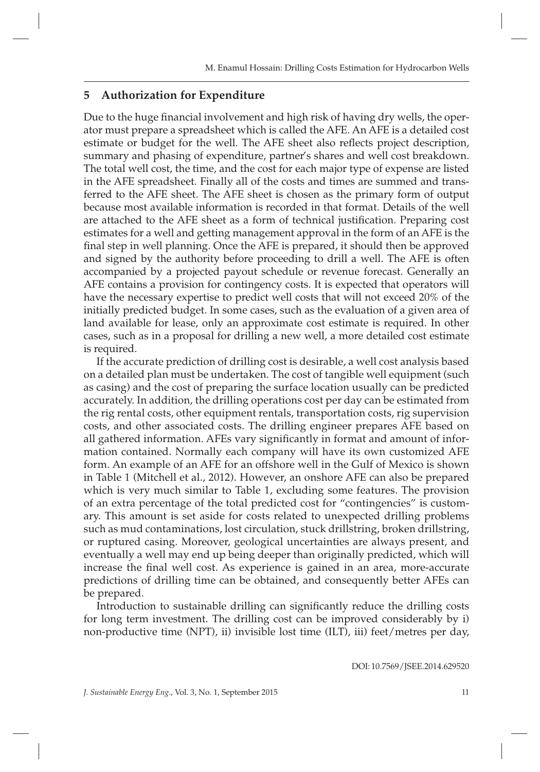## 5 Authorization for Expenditure

Due to the huge financial involvement and high risk of having dry wells, the operator must prepare a spreadsheet which is called the AFE. An AFE is a detailed cost estimate or budget for the well. The AFE sheet also reflects project description, summary and phasing of expenditure, partner's shares and well cost breakdown. The total well cost, the time, and the cost for each major type of expense are listed in the AFE spreadsheet. Finally all of the costs and times are summed and transferred to the AFE sheet. The AFE sheet is chosen as the primary form of output because most available information is recorded in that format. Details of the well are attached to the AFE sheet as a form of technical justification. Preparing cost estimates for a well and getting management approval in the form of an AFE is the final step in well planning. Once the AFE is prepared, it should then be approved and signed by the authority before proceeding to drill a well. The AFE is often accompanied by a projected payout schedule or revenue forecast. Generally an AFE contains a provision for contingency costs. It is expected that operators will have the necessary expertise to predict well costs that will not exceed 20% of the initially predicted budget. In some cases, such as the evaluation of a given area of land available for lease, only an approximate cost estimate is required. In other cases, such as in a proposal for drilling a new well, a more detailed cost estimate is required.

If the accurate prediction of drilling cost is desirable, a well cost analysis based on a detailed plan must be undertaken. The cost of tangible well equipment (such as casing) and the cost of preparing the surface location usually can be predicted accurately. In addition, the drilling operations cost per day can be estimated from the rig rental costs, other equipment rentals, transportation costs, rig supervision costs, and other associated costs. The drilling engineer prepares AFE based on all gathered information. AFEs vary significantly in format and amount of information contained. Normally each company will have its own customized AFE form. An example of an AFE for an offshore well in the Gulf of Mexico is shown in Table 1 (Mitchell et al., 2012). However, an onshore AFE can also be prepared which is very much similar to Table 1, excluding some features. The provision of an extra percentage of the total predicted cost for "contingencies" is customary. This amount is set aside for costs related to unexpected drilling problems such as mud contaminations, lost circulation, stuck drillstring, broken drillstring, or ruptured casing. Moreover, geological uncertainties are always present, and eventually a well may end up being deeper than originally predicted, which will increase the final well cost. As experience is gained in an area, more-accurate predictions of drilling time can be obtained, and consequently better AFEs can be prepared.

Introduction to sustainable drilling can significantly reduce the drilling costs for long term investment. The drilling cost can be improved considerably by i) non-productive time (NPT), ii) invisible lost time (ILT), iii) feet/metres per day,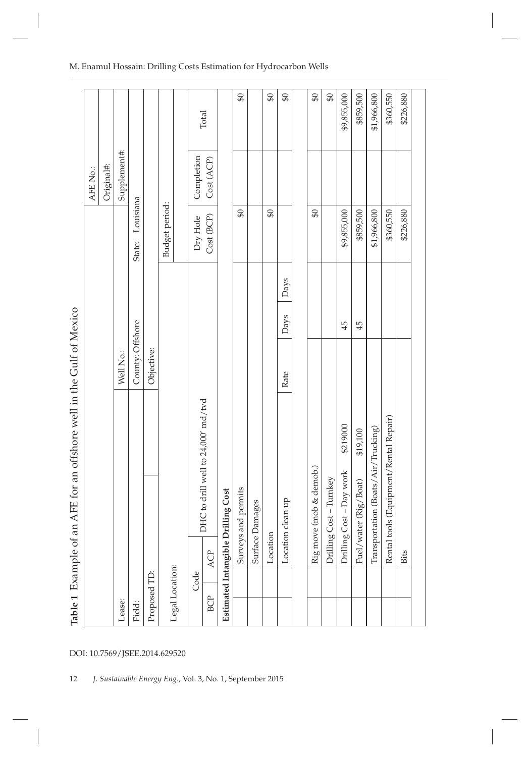**Table 1** Example of an AFE for an offshore well in the Gulf of Mexico

| | | | | | | AFE No.: | |
|---|---|---|---|---|---|---|---|
| | | | | | | Original#: | |
| Lease: | | Well No.: | | | | Supplement#: | |
| Field: | | County: Offshore | | | State: Louisiana | | |
| Proposed TD: | | Objective: | | | | | |
| Legal Location: | | | | | Budget period: | | |
| Code | | | | | | | |
| BCP | ACP | DHC to drill well to 24,000' md/tvd | | | Dry Hole Cost (BCP) | Completion Cost (ACP) | Total |
| **Estimated Intangible Drilling Cost** | | | | | | | |
| | | Surveys and permits | | | $0 | | $0 |
| | | Surface Damages | | | | | |
| | | Location | | | $0 | | $0 |
| | | Location clean up | Rate | Days / Days | | | $0 |
| | | | | | | | |
| | | Rig move (mob & demob.) | | | $0 | | $0 |
| | | Drilling Cost – Turnkey | | | | | $0 |
| | | Drilling Cost – Day work $219000 | | 45 | $9,855,000 | | $9,855,000 |
| | | Fuel/water (Rig/Boat) $19,100 | | 45 | $859,500 | | $859,500 |
| | | Transportation (Boats/Air/Trucking) | | | $1,966,800 | | $1,966,800 |
| | | Rental tools (Equipment/Rental Repair) | | | $360,550 | | $360,550 |
| | | Bits | | | $226,880 | | $226,880 |
| | | | | | | | |

DOI: 10.7569/JSEE.2014.629520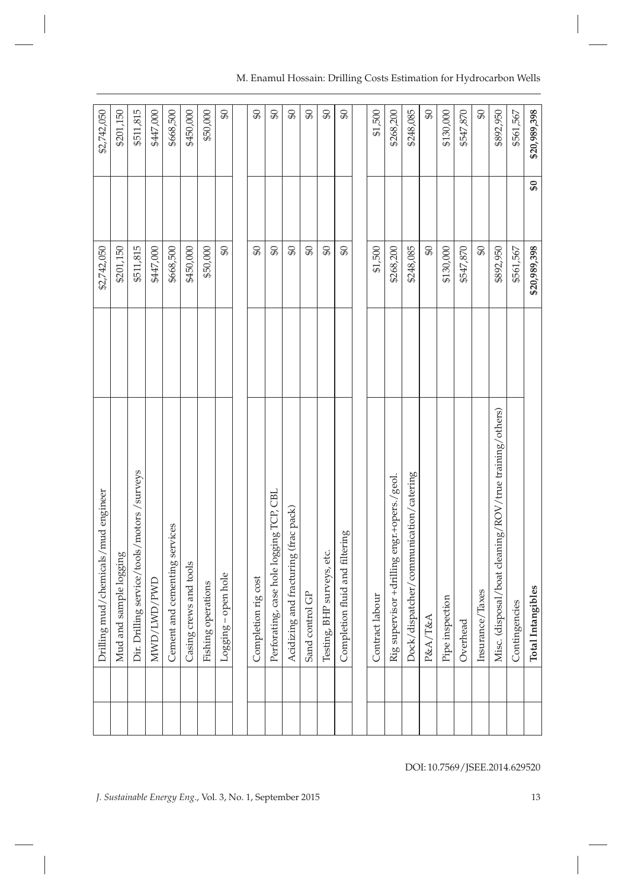| | | | | | |
|---|---|---|---|---|---|
| | Drilling mud/chemicals/mud engineer | | $2,742,050 | | $2,742,050 |
| | Mud and sample logging | | $201,150 | | $201,150 |
| | Dir. Drilling service/tools/motors /surveys | | $511,815 | | $511,815 |
| | MWD/LWD/PWD | | $447,000 | | $447,000 |
| | Cement and cementing services | | $668,500 | | $668,500 |
| | Casing crews and tools | | $450,000 | | $450,000 |
| | Fishing operations | | $50,000 | | $50,000 |
| | Logging – open hole | | $0 | | $0 |
| | | | | | |
| | Completion rig cost | | $0 | | $0 |
| | Perforating, case hole logging TCP, CBL | | $0 | | $0 |
| | Acidizing and fracturing (frac pack) | | $0 | | $0 |
| | Sand control GP | | $0 | | $0 |
| | Testing, BHP surveys, etc. | | $0 | | $0 |
| | Completion fluid and filtering | | $0 | | $0 |
| | | | | | |
| | Contract labour | | $1,500 | | $1,500 |
| | Rig supervisor +drilling engr.+opers./geol. | | $268,200 | | $268,200 |
| | Dock/dispatcher/communication/catering | | $248,085 | | $248,085 |
| | P&A/T&A | | $0 | | $0 |
| | Pipe inspection | | $130,000 | | $130,000 |
| | Overhead | | $547,870 | | $547,870 |
| | Insurance/Taxes | | $0 | | $0 |
| | Misc. (disposal/boat cleaning/ROV/true training/others) | | $892,950 | | $892,950 |
| | Contingencies | | $561,567 | | $561,567 |
| | **Total Intangibles** | | **$20,989,398** | **$0** | **$20,989,398** |

DOI: 10.7569/JSEE.2014.629520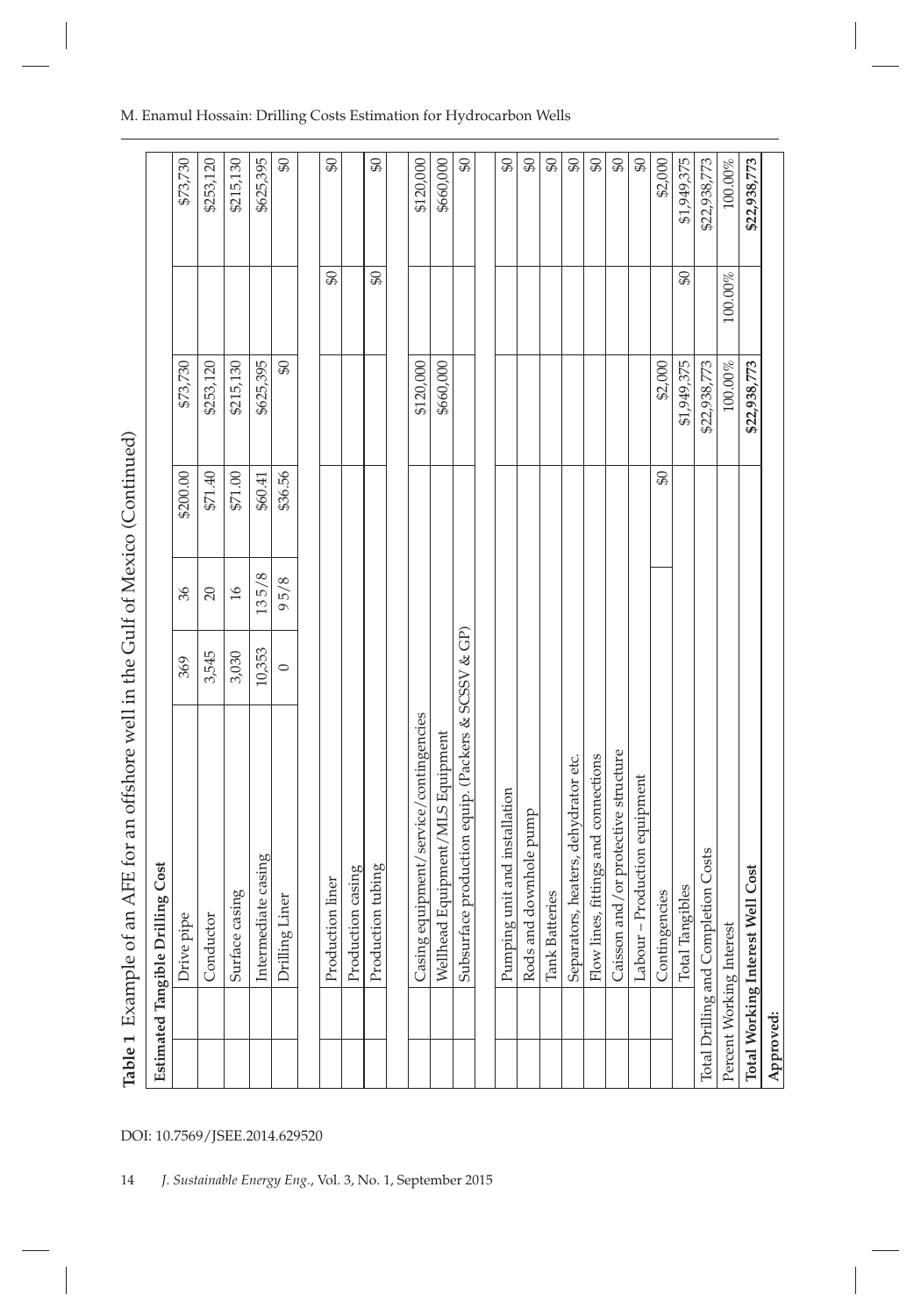**Table 1** Example of an AFE for an offshore well in the Gulf of Mexico (Continued)

| **Estimated Tangible Drilling Cost** | | | | | | | |
|---|---|---|---|---|---|---|---|
| Drive pipe | 369 | 36 | $200.00 | $73,730 | | $73,730 |
| Conductor | 3,545 | 20 | $71.40 | $253,120 | | $253,120 |
| Surface casing | 3,030 | 16 | $71.00 | $215,130 | | $215,130 |
| Intermediate casing | 10,353 | 13 5/8 | $60.41 | $625,395 | | $625,395 |
| Drilling Liner | 0 | 9 5/8 | $36.56 | $0 | | $0 |
| | | | | | | |
| Production liner | | | | | $0 | $0 |
| Production casing | | | | | | |
| Production tubing | | | | | $0 | $0 |
| | | | | | | |
| Casing equipment/service/contingencies | | | | $120,000 | | $120,000 |
| Wellhead Equipment/MLS Equipment | | | | $660,000 | | $660,000 |
| Subsurface production equip. (Packers & SCSSV & GP) | | | | | | $0 |
| | | | | | | |
| Pumping unit and installation | | | | | | $0 |
| Rods and downhole pump | | | | | | $0 |
| Tank Batteries | | | | | | $0 |
| Separators, heaters, dehydrator etc. | | | | | | $0 |
| Flow lines, fittings and connections | | | | | | $0 |
| Caisson and/or protective structure | | | | | | $0 |
| Labour – Production equipment | | | | | | $0 |
| Contingencies | | | $0 | $2,000 | | $2,000 |
| Total Tangibles | | | | $1,949,375 | $0 | $1,949,375 |
| Total Drilling and Completion Costs | | | | $22,938,773 | | $22,938,773 |
| Percent Working Interest | | | | 100.00% | 100.00% | 100.00% |
| **Total Working Interest Well Cost** | | | | **$22,938,773** | | **$22,938,773** |
| **Approved:** | | | | | | |

DOI: 10.7569/JSEE.2014.629520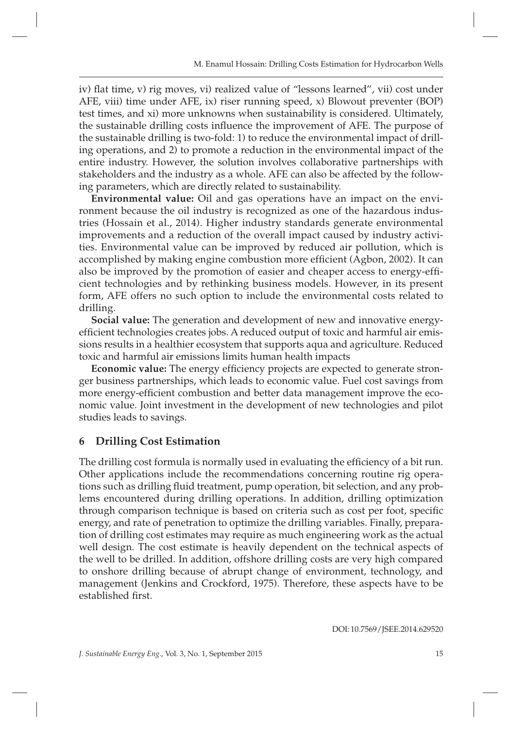iv) flat time, v) rig moves, vi) realized value of "lessons learned", vii) cost under AFE, viii) time under AFE, ix) riser running speed, x) Blowout preventer (BOP) test times, and xi) more unknowns when sustainability is considered. Ultimately, the sustainable drilling costs influence the improvement of AFE. The purpose of the sustainable drilling is two-fold: 1) to reduce the environmental impact of drilling operations, and 2) to promote a reduction in the environmental impact of the entire industry. However, the solution involves collaborative partnerships with stakeholders and the industry as a whole. AFE can also be affected by the following parameters, which are directly related to sustainability.

**Environmental value:** Oil and gas operations have an impact on the environment because the oil industry is recognized as one of the hazardous industries (Hossain et al., 2014). Higher industry standards generate environmental improvements and a reduction of the overall impact caused by industry activities. Environmental value can be improved by reduced air pollution, which is accomplished by making engine combustion more efficient (Agbon, 2002). It can also be improved by the promotion of easier and cheaper access to energy-efficient technologies and by rethinking business models. However, in its present form, AFE offers no such option to include the environmental costs related to drilling.

**Social value:** The generation and development of new and innovative energy-efficient technologies creates jobs. A reduced output of toxic and harmful air emissions results in a healthier ecosystem that supports aqua and agriculture. Reduced toxic and harmful air emissions limits human health impacts

**Economic value:** The energy efficiency projects are expected to generate stronger business partnerships, which leads to economic value. Fuel cost savings from more energy-efficient combustion and better data management improve the economic value. Joint investment in the development of new technologies and pilot studies leads to savings.

## 6 Drilling Cost Estimation

The drilling cost formula is normally used in evaluating the efficiency of a bit run. Other applications include the recommendations concerning routine rig operations such as drilling fluid treatment, pump operation, bit selection, and any problems encountered during drilling operations. In addition, drilling optimization through comparison technique is based on criteria such as cost per foot, specific energy, and rate of penetration to optimize the drilling variables. Finally, preparation of drilling cost estimates may require as much engineering work as the actual well design. The cost estimate is heavily dependent on the technical aspects of the well to be drilled. In addition, offshore drilling costs are very high compared to onshore drilling because of abrupt change of environment, technology, and management (Jenkins and Crockford, 1975). Therefore, these aspects have to be established first.

DOI: 10.7569/JSEE.2014.629520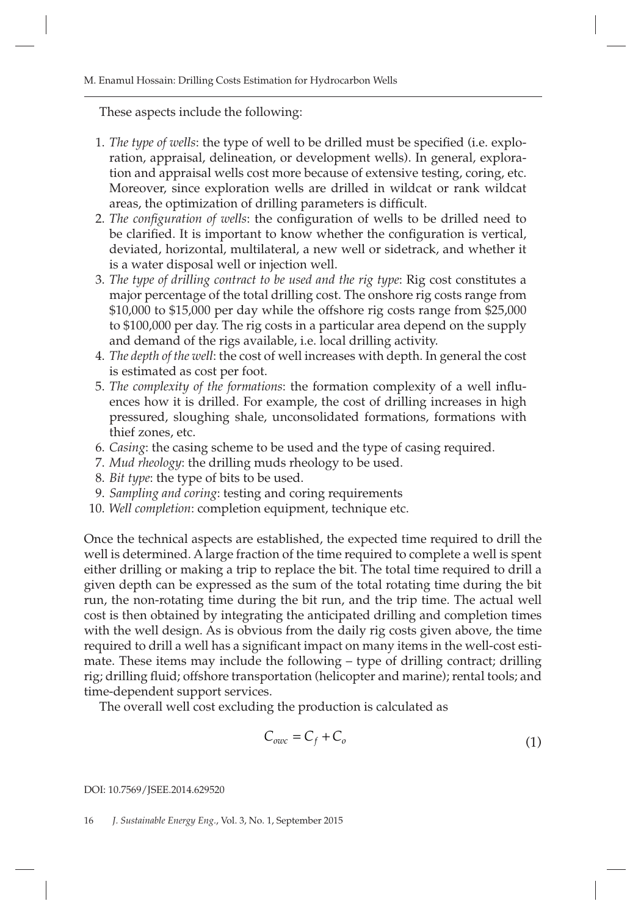These aspects include the following:

1. *The type of wells*: the type of well to be drilled must be specified (i.e. exploration, appraisal, delineation, or development wells). In general, exploration and appraisal wells cost more because of extensive testing, coring, etc. Moreover, since exploration wells are drilled in wildcat or rank wildcat areas, the optimization of drilling parameters is difficult.
2. *The configuration of wells*: the configuration of wells to be drilled need to be clarified. It is important to know whether the configuration is vertical, deviated, horizontal, multilateral, a new well or sidetrack, and whether it is a water disposal well or injection well.
3. *The type of drilling contract to be used and the rig type*: Rig cost constitutes a major percentage of the total drilling cost. The onshore rig costs range from $10,000 to $15,000 per day while the offshore rig costs range from $25,000 to $100,000 per day. The rig costs in a particular area depend on the supply and demand of the rigs available, i.e. local drilling activity.
4. *The depth of the well*: the cost of well increases with depth. In general the cost is estimated as cost per foot.
5. *The complexity of the formations*: the formation complexity of a well influences how it is drilled. For example, the cost of drilling increases in high pressured, sloughing shale, unconsolidated formations, formations with thief zones, etc.
6. *Casing*: the casing scheme to be used and the type of casing required.
7. *Mud rheology*: the drilling muds rheology to be used.
8. *Bit type*: the type of bits to be used.
9. *Sampling and coring*: testing and coring requirements
10. *Well completion*: completion equipment, technique etc.

Once the technical aspects are established, the expected time required to drill the well is determined. A large fraction of the time required to complete a well is spent either drilling or making a trip to replace the bit. The total time required to drill a given depth can be expressed as the sum of the total rotating time during the bit run, the non-rotating time during the bit run, and the trip time. The actual well cost is then obtained by integrating the anticipated drilling and completion times with the well design. As is obvious from the daily rig costs given above, the time required to drill a well has a significant impact on many items in the well-cost estimate. These items may include the following – type of drilling contract; drilling rig; drilling fluid; offshore transportation (helicopter and marine); rental tools; and time-dependent support services.

The overall well cost excluding the production is calculated as

$$C_{owc} = C_f + C_o \tag{1}$$

DOI: 10.7569/JSEE.2014.629520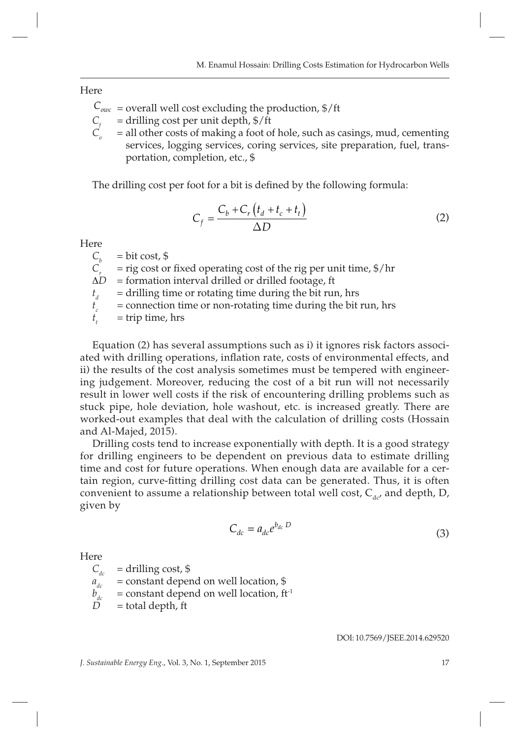Here

$C_{owc}$ = overall well cost excluding the production, \$/ft
$C_f$ = drilling cost per unit depth, \$/ft
$C_o$ = all other costs of making a foot of hole, such as casings, mud, cementing services, logging services, coring services, site preparation, fuel, transportation, completion, etc., \$

The drilling cost per foot for a bit is defined by the following formula:

$$C_f = \frac{C_b + C_r\left(t_d + t_c + t_t\right)}{\Delta D} \tag{2}$$

Here

$C_b$ = bit cost, \$
$C_r$ = rig cost or fixed operating cost of the rig per unit time, \$/hr
$\Delta D$ = formation interval drilled or drilled footage, ft
$t_d$ = drilling time or rotating time during the bit run, hrs
$t_c$ = connection time or non-rotating time during the bit run, hrs
$t_t$ = trip time, hrs

Equation (2) has several assumptions such as i) it ignores risk factors associated with drilling operations, inflation rate, costs of environmental effects, and ii) the results of the cost analysis sometimes must be tempered with engineering judgement. Moreover, reducing the cost of a bit run will not necessarily result in lower well costs if the risk of encountering drilling problems such as stuck pipe, hole deviation, hole washout, etc. is increased greatly. There are worked-out examples that deal with the calculation of drilling costs (Hossain and Al-Majed, 2015).

Drilling costs tend to increase exponentially with depth. It is a good strategy for drilling engineers to be dependent on previous data to estimate drilling time and cost for future operations. When enough data are available for a certain region, curve-fitting drilling cost data can be generated. Thus, it is often convenient to assume a relationship between total well cost, $C_{dc}$, and depth, D, given by

$$C_{dc} = a_{dc} e^{b_{dc} D} \tag{3}$$

Here

$C_{dc}$ = drilling cost, \$
$a_{dc}$ = constant depend on well location, \$
$b_{dc}$ = constant depend on well location, ft$^{-1}$
$D$ = total depth, ft

DOI: 10.7569/JSEE.2014.629520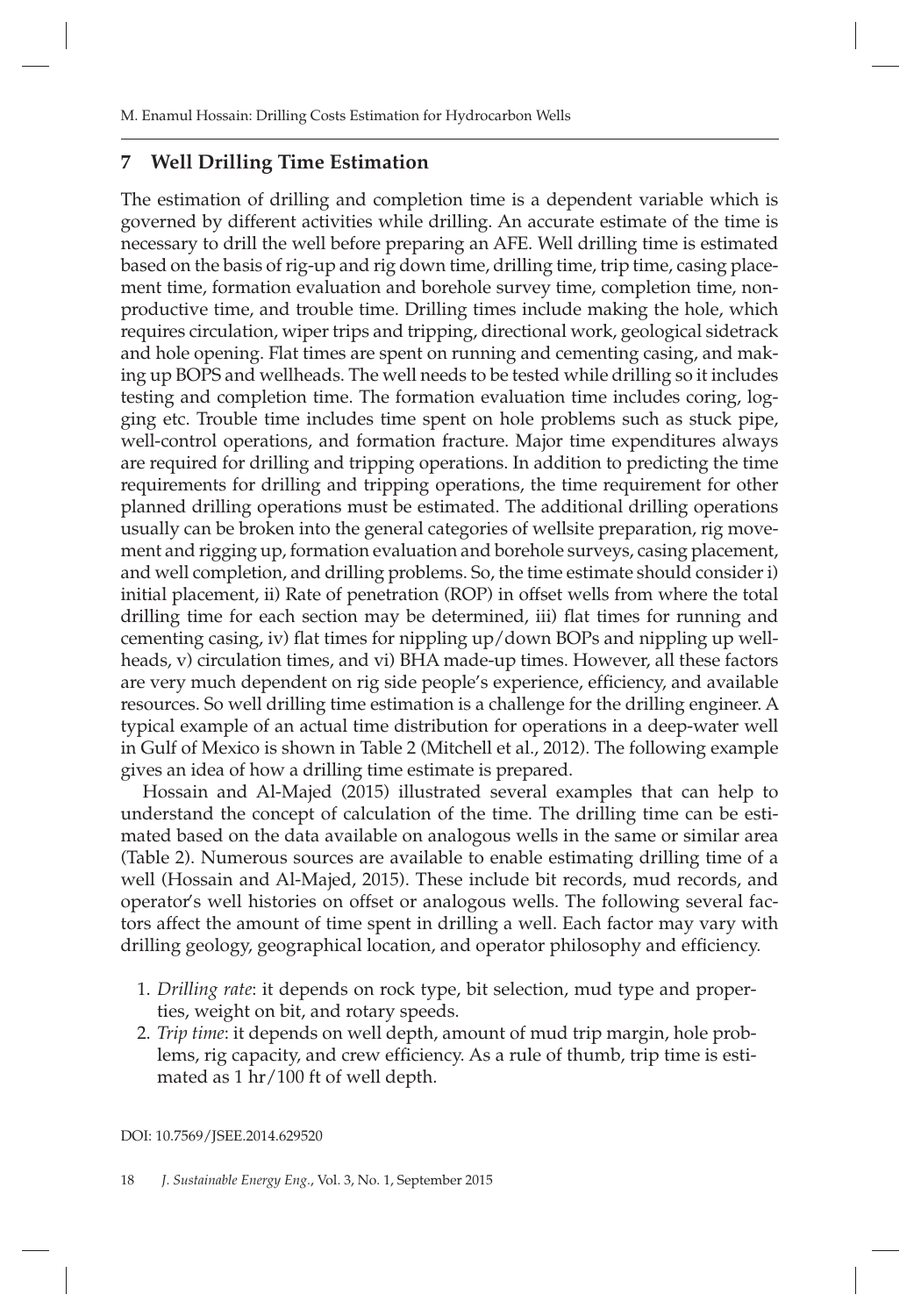## 7 Well Drilling Time Estimation

The estimation of drilling and completion time is a dependent variable which is governed by different activities while drilling. An accurate estimate of the time is necessary to drill the well before preparing an AFE. Well drilling time is estimated based on the basis of rig-up and rig down time, drilling time, trip time, casing placement time, formation evaluation and borehole survey time, completion time, non-productive time, and trouble time. Drilling times include making the hole, which requires circulation, wiper trips and tripping, directional work, geological sidetrack and hole opening. Flat times are spent on running and cementing casing, and making up BOPS and wellheads. The well needs to be tested while drilling so it includes testing and completion time. The formation evaluation time includes coring, logging etc. Trouble time includes time spent on hole problems such as stuck pipe, well-control operations, and formation fracture. Major time expenditures always are required for drilling and tripping operations. In addition to predicting the time requirements for drilling and tripping operations, the time requirement for other planned drilling operations must be estimated. The additional drilling operations usually can be broken into the general categories of wellsite preparation, rig movement and rigging up, formation evaluation and borehole surveys, casing placement, and well completion, and drilling problems. So, the time estimate should consider i) initial placement, ii) Rate of penetration (ROP) in offset wells from where the total drilling time for each section may be determined, iii) flat times for running and cementing casing, iv) flat times for nippling up/down BOPs and nippling up wellheads, v) circulation times, and vi) BHA made-up times. However, all these factors are very much dependent on rig side people's experience, efficiency, and available resources. So well drilling time estimation is a challenge for the drilling engineer. A typical example of an actual time distribution for operations in a deep-water well in Gulf of Mexico is shown in Table 2 (Mitchell et al., 2012). The following example gives an idea of how a drilling time estimate is prepared.

Hossain and Al-Majed (2015) illustrated several examples that can help to understand the concept of calculation of the time. The drilling time can be estimated based on the data available on analogous wells in the same or similar area (Table 2). Numerous sources are available to enable estimating drilling time of a well (Hossain and Al-Majed, 2015). These include bit records, mud records, and operator's well histories on offset or analogous wells. The following several factors affect the amount of time spent in drilling a well. Each factor may vary with drilling geology, geographical location, and operator philosophy and efficiency.

1. *Drilling rate*: it depends on rock type, bit selection, mud type and properties, weight on bit, and rotary speeds.
2. *Trip time*: it depends on well depth, amount of mud trip margin, hole problems, rig capacity, and crew efficiency. As a rule of thumb, trip time is estimated as 1 hr/100 ft of well depth.

DOI: 10.7569/JSEE.2014.629520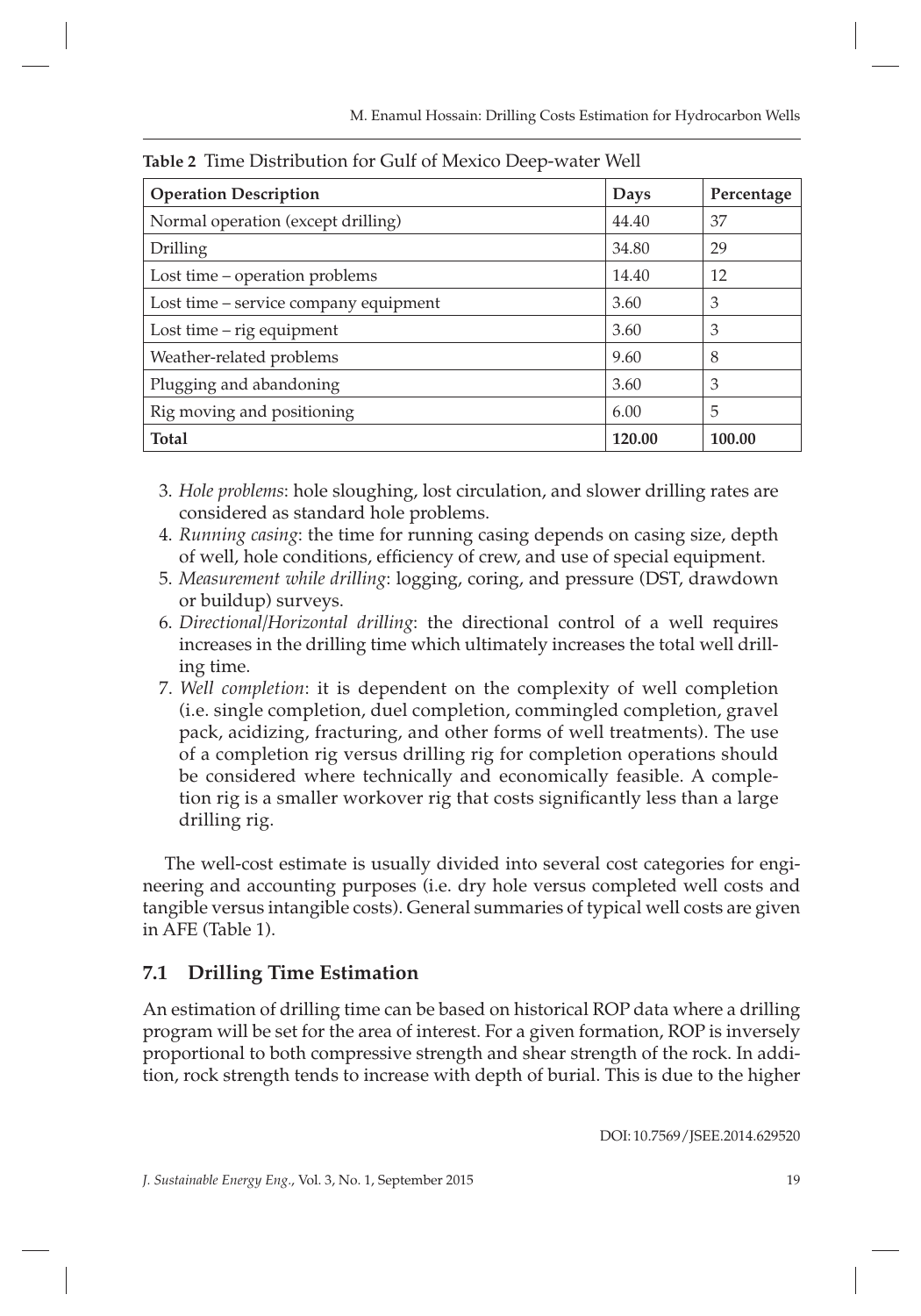**Table 2** Time Distribution for Gulf of Mexico Deep-water Well

| Operation Description | Days | Percentage |
|---|---|---|
| Normal operation (except drilling) | 44.40 | 37 |
| Drilling | 34.80 | 29 |
| Lost time – operation problems | 14.40 | 12 |
| Lost time – service company equipment | 3.60 | 3 |
| Lost time – rig equipment | 3.60 | 3 |
| Weather-related problems | 9.60 | 8 |
| Plugging and abandoning | 3.60 | 3 |
| Rig moving and positioning | 6.00 | 5 |
| **Total** | **120.00** | **100.00** |

3. *Hole problems*: hole sloughing, lost circulation, and slower drilling rates are considered as standard hole problems.
4. *Running casing*: the time for running casing depends on casing size, depth of well, hole conditions, efficiency of crew, and use of special equipment.
5. *Measurement while drilling*: logging, coring, and pressure (DST, drawdown or buildup) surveys.
6. *Directional/Horizontal drilling*: the directional control of a well requires increases in the drilling time which ultimately increases the total well drilling time.
7. *Well completion*: it is dependent on the complexity of well completion (i.e. single completion, duel completion, commingled completion, gravel pack, acidizing, fracturing, and other forms of well treatments). The use of a completion rig versus drilling rig for completion operations should be considered where technically and economically feasible. A completion rig is a smaller workover rig that costs significantly less than a large drilling rig.

The well-cost estimate is usually divided into several cost categories for engineering and accounting purposes (i.e. dry hole versus completed well costs and tangible versus intangible costs). General summaries of typical well costs are given in AFE (Table 1).

## 7.1 Drilling Time Estimation

An estimation of drilling time can be based on historical ROP data where a drilling program will be set for the area of interest. For a given formation, ROP is inversely proportional to both compressive strength and shear strength of the rock. In addition, rock strength tends to increase with depth of burial. This is due to the higher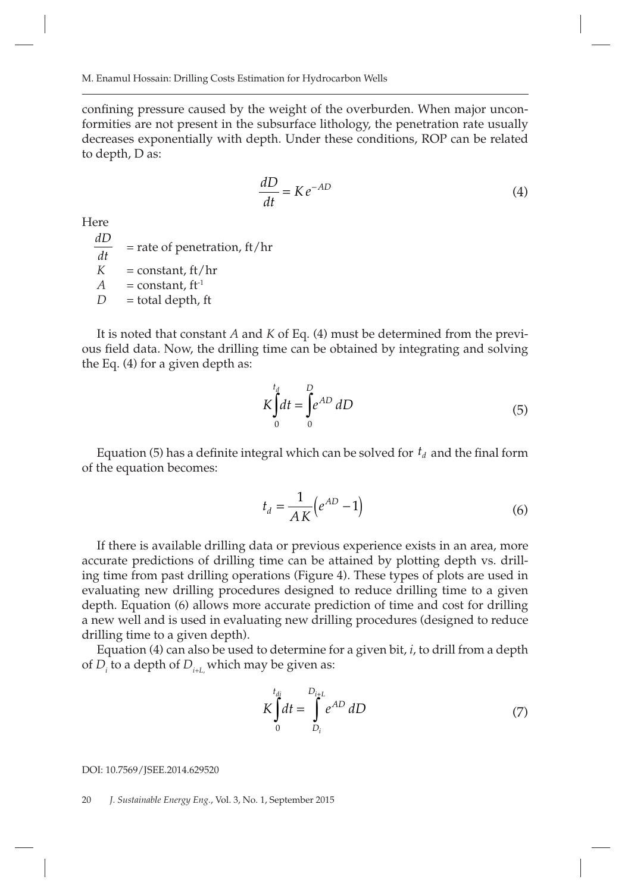confining pressure caused by the weight of the overburden. When major unconformities are not present in the subsurface lithology, the penetration rate usually decreases exponentially with depth. Under these conditions, ROP can be related to depth, D as:

$$\frac{dD}{dt} = K e^{-AD} \tag{4}$$

Here

$\frac{dD}{dt}$ = rate of penetration, ft/hr
$K$ = constant, ft/hr
$A$ = constant, $ft^{-1}$
$D$ = total depth, ft

It is noted that constant $A$ and $K$ of Eq. (4) must be determined from the previous field data. Now, the drilling time can be obtained by integrating and solving the Eq. (4) for a given depth as:

$$K \int_0^{t_d} dt = \int_0^{D} e^{AD} \, dD \tag{5}$$

Equation (5) has a definite integral which can be solved for $t_d$ and the final form of the equation becomes:

$$t_d = \frac{1}{AK}\left(e^{AD} - 1\right) \tag{6}$$

If there is available drilling data or previous experience exists in an area, more accurate predictions of drilling time can be attained by plotting depth vs. drilling time from past drilling operations (Figure 4). These types of plots are used in evaluating new drilling procedures designed to reduce drilling time to a given depth. Equation (6) allows more accurate prediction of time and cost for drilling a new well and is used in evaluating new drilling procedures (designed to reduce drilling time to a given depth).

Equation (4) can also be used to determine for a given bit, $i$, to drill from a depth of $D_i$ to a depth of $D_{i+L,}$ which may be given as:

$$K \int_0^{t_{di}} dt = \int_{D_i}^{D_{i+L}} e^{AD} \, dD \tag{7}$$

DOI: 10.7569/JSEE.2014.629520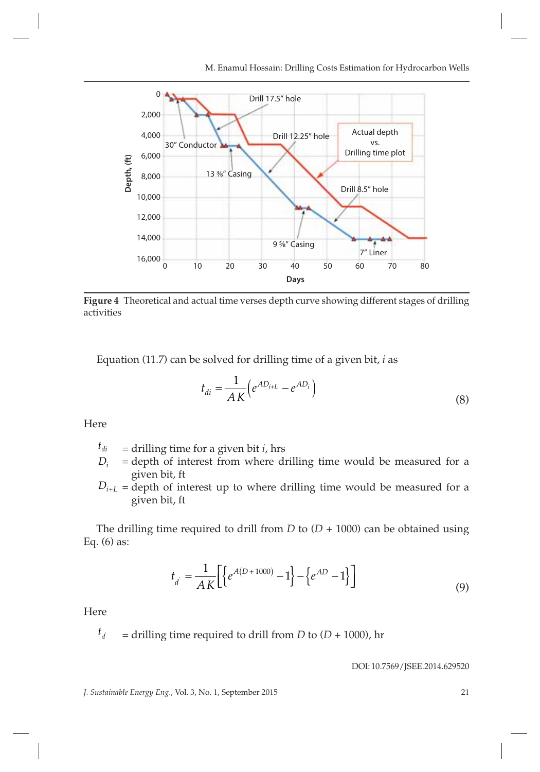Figure 4 Theoretical and actual time verses depth curve showing different stages of drilling activities

Equation (11.7) can be solved for drilling time of a given bit, $i$ as

$$t_{di} = \frac{1}{AK}\left(e^{AD_{i+L}} - e^{AD_i}\right) \tag{8}$$

Here

$t_{di}$ = drilling time for a given bit $i$, hrs
$D_i$ = depth of interest from where drilling time would be measured for a given bit, ft
$D_{i+L}$ = depth of interest up to where drilling time would be measured for a given bit, ft

The drilling time required to drill from $D$ to $(D + 1000)$ can be obtained using Eq. (6) as:

$$t_{d'} = \frac{1}{AK}\left[\left\{e^{A(D+1000)} - 1\right\} - \left\{e^{AD} - 1\right\}\right] \tag{9}$$

Here

$t_{d'}$ = drilling time required to drill from $D$ to $(D + 1000)$, hr

DOI: 10.7569/JSEE.2014.629520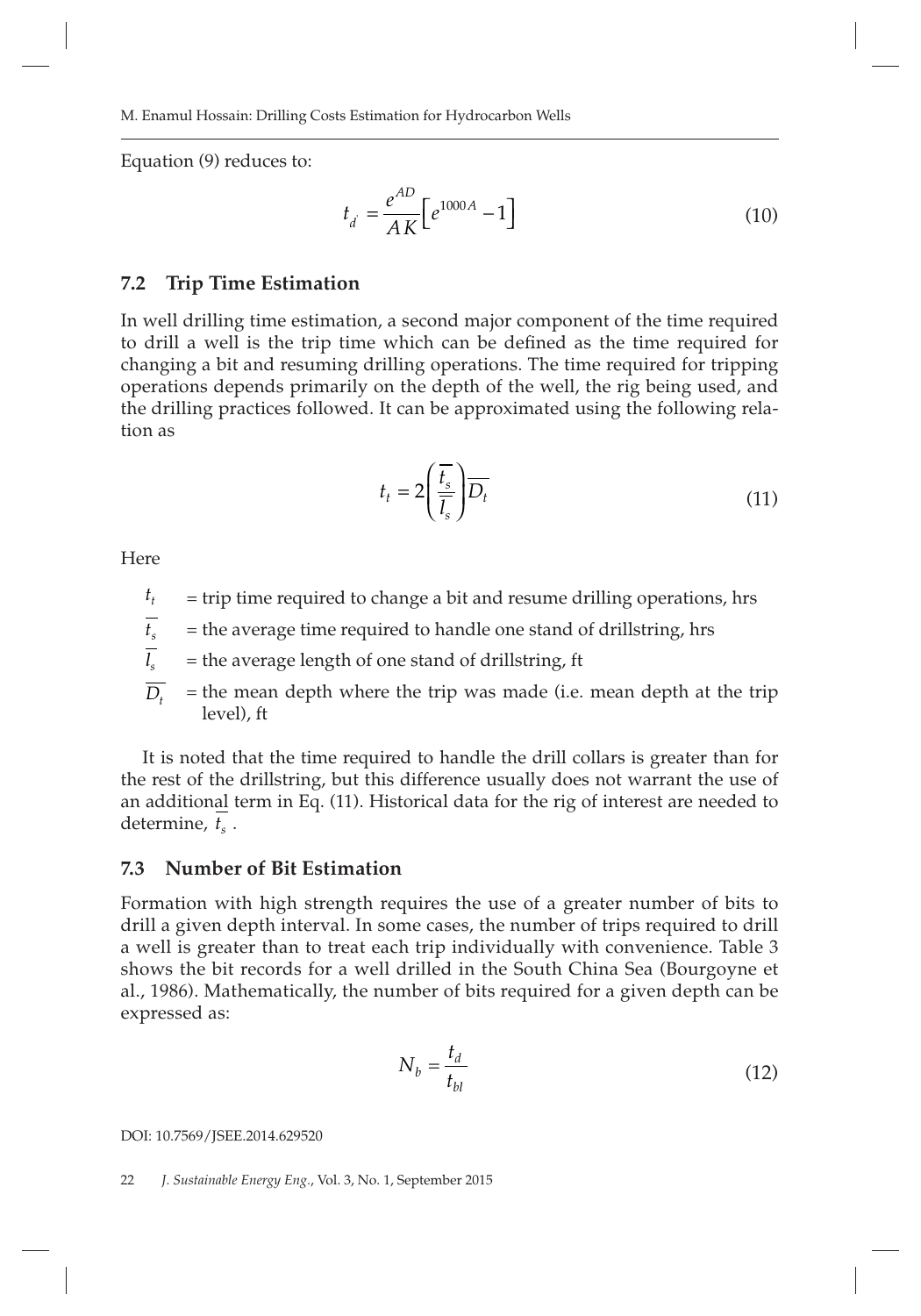Equation (9) reduces to:

$$t_{d'} = \frac{e^{AD}}{AK}\left[e^{1000A} - 1\right] \tag{10}$$

### 7.2 Trip Time Estimation

In well drilling time estimation, a second major component of the time required to drill a well is the trip time which can be defined as the time required for changing a bit and resuming drilling operations. The time required for tripping operations depends primarily on the depth of the well, the rig being used, and the drilling practices followed. It can be approximated using the following relation as

$$t_t = 2\left(\frac{\overline{t_s}}{\overline{l_s}}\right)\overline{D_t} \tag{11}$$

Here

- $t_t$ = trip time required to change a bit and resume drilling operations, hrs
- $\overline{t_s}$ = the average time required to handle one stand of drillstring, hrs
- $\overline{l_s}$ = the average length of one stand of drillstring, ft
- $\overline{D_t}$ = the mean depth where the trip was made (i.e. mean depth at the trip level), ft

It is noted that the time required to handle the drill collars is greater than for the rest of the drillstring, but this difference usually does not warrant the use of an additional term in Eq. (11). Historical data for the rig of interest are needed to determine, $\overline{t_s}$.

### 7.3 Number of Bit Estimation

Formation with high strength requires the use of a greater number of bits to drill a given depth interval. In some cases, the number of trips required to drill a well is greater than to treat each trip individually with convenience. Table 3 shows the bit records for a well drilled in the South China Sea (Bourgoyne et al., 1986). Mathematically, the number of bits required for a given depth can be expressed as:

$$N_b = \frac{t_d}{t_{bl}} \tag{12}$$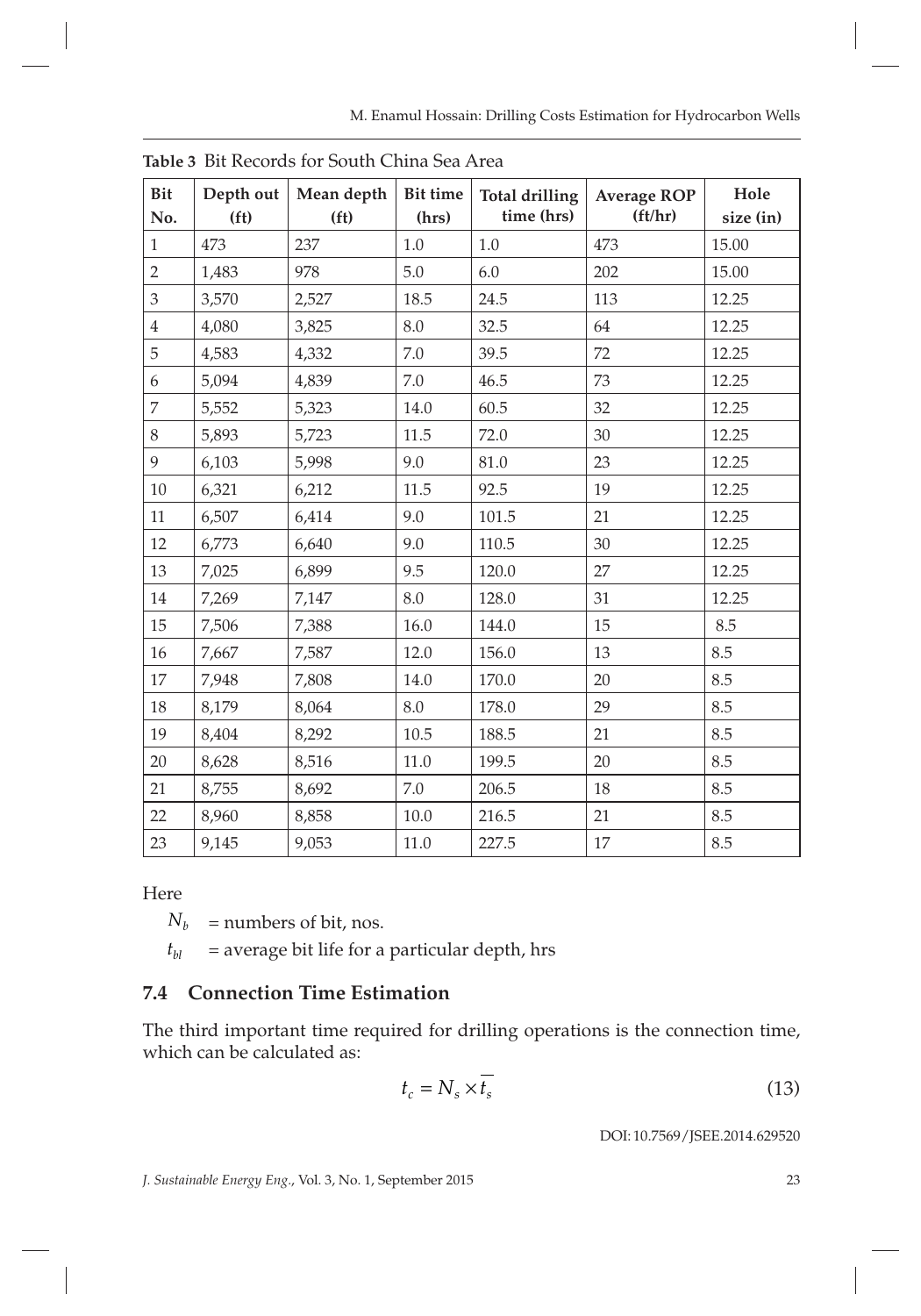**Table 3** Bit Records for South China Sea Area

| Bit No. | Depth out (ft) | Mean depth (ft) | Bit time (hrs) | Total drilling time (hrs) | Average ROP (ft/hr) | Hole size (in) |
|---|---|---|---|---|---|---|
| 1 | 473 | 237 | 1.0 | 1.0 | 473 | 15.00 |
| 2 | 1,483 | 978 | 5.0 | 6.0 | 202 | 15.00 |
| 3 | 3,570 | 2,527 | 18.5 | 24.5 | 113 | 12.25 |
| 4 | 4,080 | 3,825 | 8.0 | 32.5 | 64 | 12.25 |
| 5 | 4,583 | 4,332 | 7.0 | 39.5 | 72 | 12.25 |
| 6 | 5,094 | 4,839 | 7.0 | 46.5 | 73 | 12.25 |
| 7 | 5,552 | 5,323 | 14.0 | 60.5 | 32 | 12.25 |
| 8 | 5,893 | 5,723 | 11.5 | 72.0 | 30 | 12.25 |
| 9 | 6,103 | 5,998 | 9.0 | 81.0 | 23 | 12.25 |
| 10 | 6,321 | 6,212 | 11.5 | 92.5 | 19 | 12.25 |
| 11 | 6,507 | 6,414 | 9.0 | 101.5 | 21 | 12.25 |
| 12 | 6,773 | 6,640 | 9.0 | 110.5 | 30 | 12.25 |
| 13 | 7,025 | 6,899 | 9.5 | 120.0 | 27 | 12.25 |
| 14 | 7,269 | 7,147 | 8.0 | 128.0 | 31 | 12.25 |
| 15 | 7,506 | 7,388 | 16.0 | 144.0 | 15 | 8.5 |
| 16 | 7,667 | 7,587 | 12.0 | 156.0 | 13 | 8.5 |
| 17 | 7,948 | 7,808 | 14.0 | 170.0 | 20 | 8.5 |
| 18 | 8,179 | 8,064 | 8.0 | 178.0 | 29 | 8.5 |
| 19 | 8,404 | 8,292 | 10.5 | 188.5 | 21 | 8.5 |
| 20 | 8,628 | 8,516 | 11.0 | 199.5 | 20 | 8.5 |
| 21 | 8,755 | 8,692 | 7.0 | 206.5 | 18 | 8.5 |
| 22 | 8,960 | 8,858 | 10.0 | 216.5 | 21 | 8.5 |
| 23 | 9,145 | 9,053 | 11.0 | 227.5 | 17 | 8.5 |

Here

$N_b$ = numbers of bit, nos.

$t_{bl}$ = average bit life for a particular depth, hrs

### 7.4 Connection Time Estimation

The third important time required for drilling operations is the connection time, which can be calculated as:

$$t_c = N_s \times \overline{t_s} \tag{13}$$

DOI: 10.7569/JSEE.2014.629520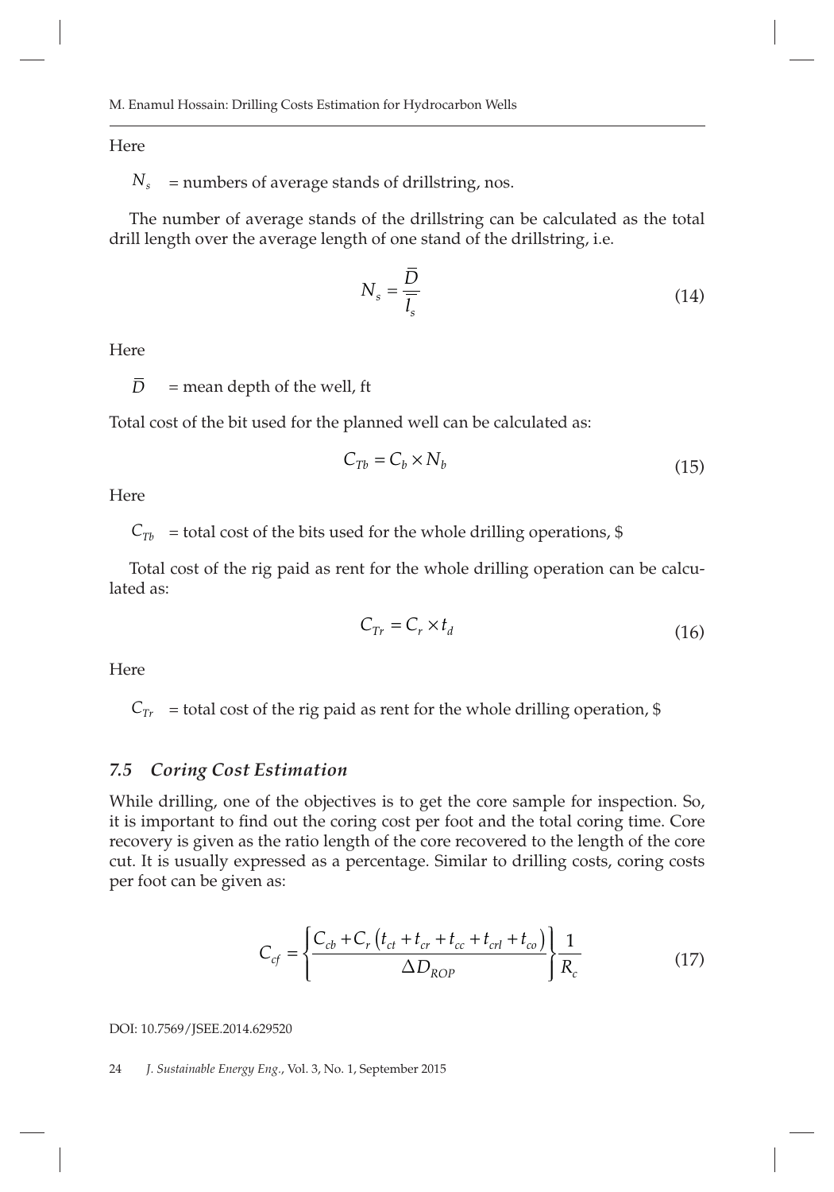Here

$N_s$ = numbers of average stands of drillstring, nos.

The number of average stands of the drillstring can be calculated as the total drill length over the average length of one stand of the drillstring, i.e.

$$N_s = \frac{\overline{D}}{\overline{l_s}} \tag{14}$$

Here

$\overline{D}$ = mean depth of the well, ft

Total cost of the bit used for the planned well can be calculated as:

$$C_{Tb} = C_b \times N_b \tag{15}$$

Here

$C_{Tb}$ = total cost of the bits used for the whole drilling operations, $

Total cost of the rig paid as rent for the whole drilling operation can be calculated as:

$$C_{Tr} = C_r \times t_d \tag{16}$$

Here

$C_{Tr}$ = total cost of the rig paid as rent for the whole drilling operation, $

### *7.5 Coring Cost Estimation*

While drilling, one of the objectives is to get the core sample for inspection. So, it is important to find out the coring cost per foot and the total coring time. Core recovery is given as the ratio length of the core recovered to the length of the core cut. It is usually expressed as a percentage. Similar to drilling costs, coring costs per foot can be given as:

$$C_{cf} = \left\{ \frac{C_{cb} + C_r \left( t_{ct} + t_{cr} + t_{cc} + t_{crl} + t_{co} \right)}{\Delta D_{ROP}} \right\} \frac{1}{R_c} \tag{17}$$

DOI: 10.7569/JSEE.2014.629520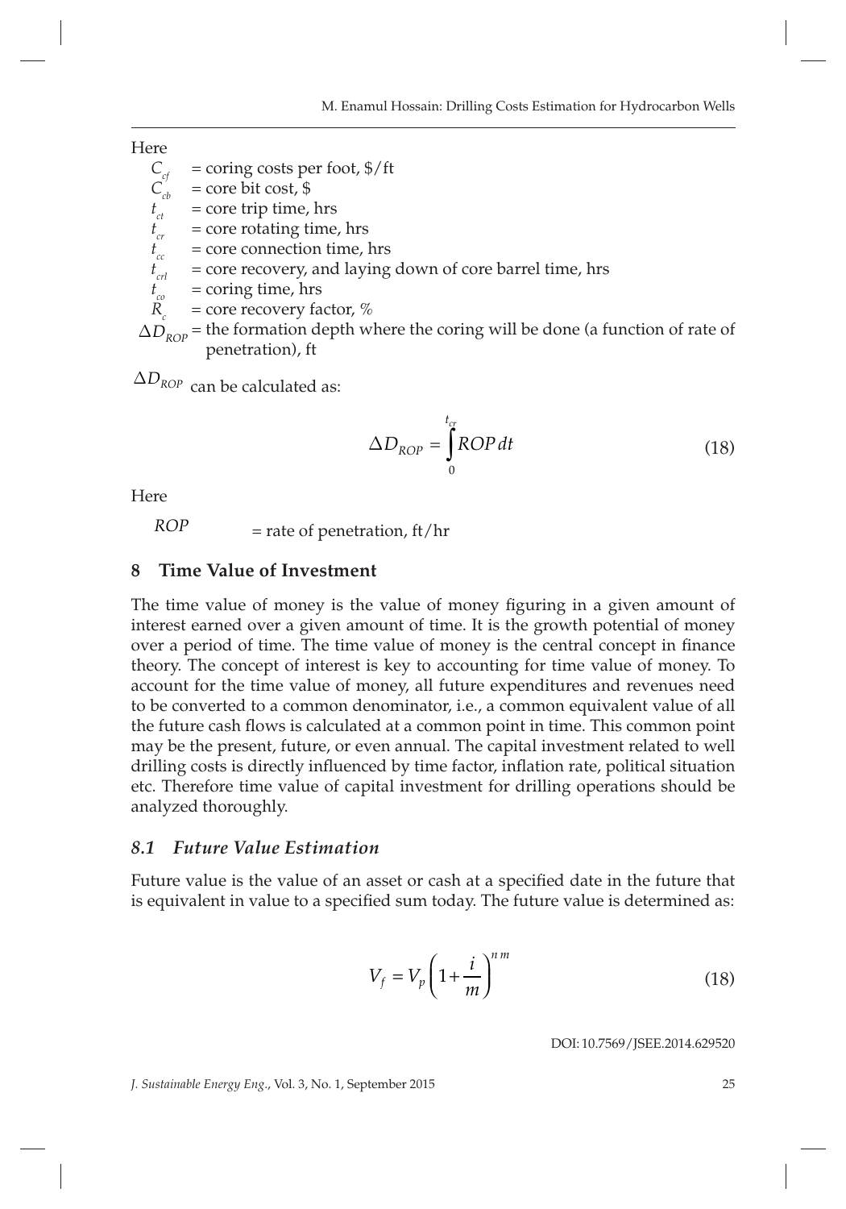Here

$C_{cf}$ = coring costs per foot, \$/ft
$C_{cb}$ = core bit cost, \$
$t_{ct}$ = core trip time, hrs
$t_{cr}$ = core rotating time, hrs
$t_{cc}$ = core connection time, hrs
$t_{crl}$ = core recovery, and laying down of core barrel time, hrs
$t_{co}$ = coring time, hrs
$R_c$ = core recovery factor, %
$\Delta D_{ROP}$ = the formation depth where the coring will be done (a function of rate of penetration), ft

$\Delta D_{ROP}$ can be calculated as:

$$\Delta D_{ROP} = \int_{0}^{t_{cr}} ROP\, dt \tag{18}$$

Here

$ROP$ = rate of penetration, ft/hr

## 8 Time Value of Investment

The time value of money is the value of money figuring in a given amount of interest earned over a given amount of time. It is the growth potential of money over a period of time. The time value of money is the central concept in finance theory. The concept of interest is key to accounting for time value of money. To account for the time value of money, all future expenditures and revenues need to be converted to a common denominator, i.e., a common equivalent value of all the future cash flows is calculated at a common point in time. This common point may be the present, future, or even annual. The capital investment related to well drilling costs is directly influenced by time factor, inflation rate, political situation etc. Therefore time value of capital investment for drilling operations should be analyzed thoroughly.

### 8.1 Future Value Estimation

Future value is the value of an asset or cash at a specified date in the future that is equivalent in value to a specified sum today. The future value is determined as:

$$V_f = V_p \left(1 + \frac{i}{m}\right)^{nm} \tag{18}$$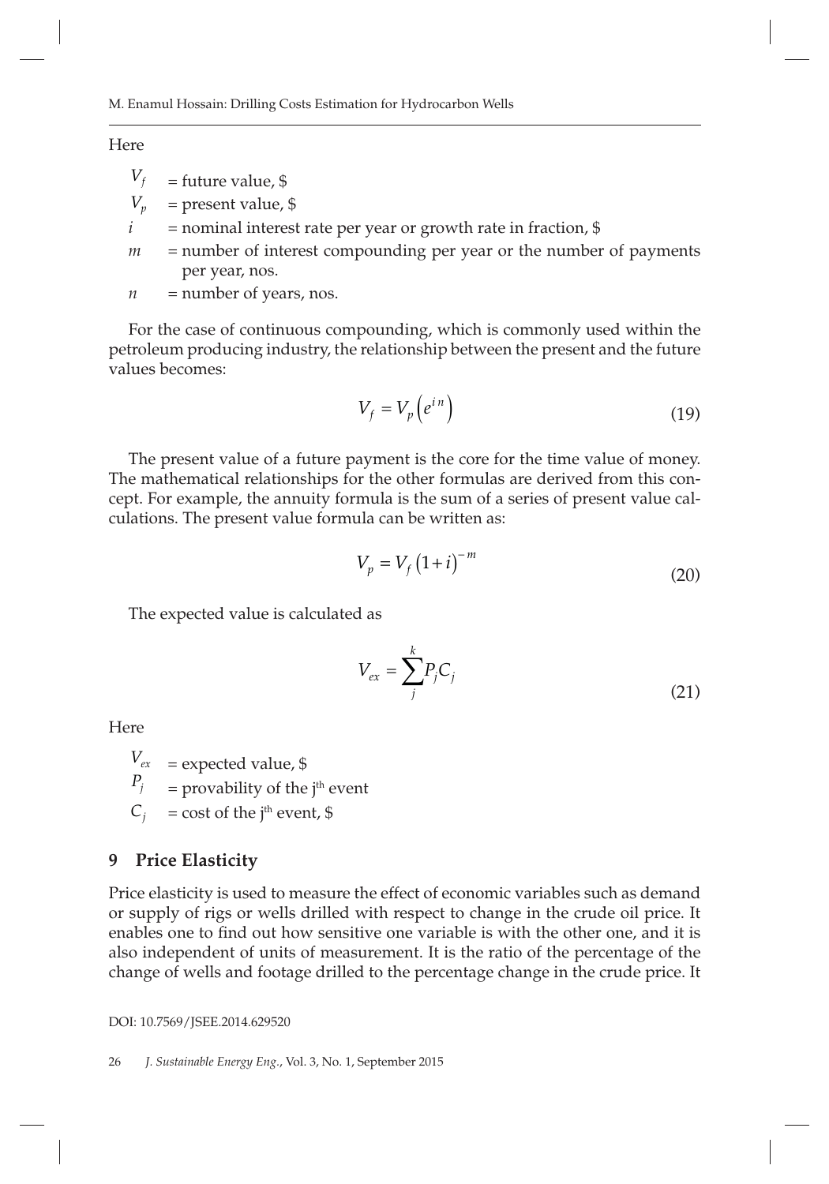Here

- $V_f$ = future value, \$
- $V_p$ = present value, \$
- $i$ = nominal interest rate per year or growth rate in fraction, \$
- $m$ = number of interest compounding per year or the number of payments per year, nos.
- $n$ = number of years, nos.

For the case of continuous compounding, which is commonly used within the petroleum producing industry, the relationship between the present and the future values becomes:

$$V_f = V_p\left(e^{in}\right) \tag{19}$$

The present value of a future payment is the core for the time value of money. The mathematical relationships for the other formulas are derived from this concept. For example, the annuity formula is the sum of a series of present value calculations. The present value formula can be written as:

$$V_p = V_f\left(1+i\right)^{-m} \tag{20}$$

The expected value is calculated as

$$V_{ex} = \sum_{j}^{k} P_j C_j \tag{21}$$

Here

- $V_{ex}$ = expected value, \$
- $P_j$ = provability of the j[th] event
- $C_j$ = cost of the j[th] event, \$

## 9 Price Elasticity

Price elasticity is used to measure the effect of economic variables such as demand or supply of rigs or wells drilled with respect to change in the crude oil price. It enables one to find out how sensitive one variable is with the other one, and it is also independent of units of measurement. It is the ratio of the percentage of the change of wells and footage drilled to the percentage change in the crude price. It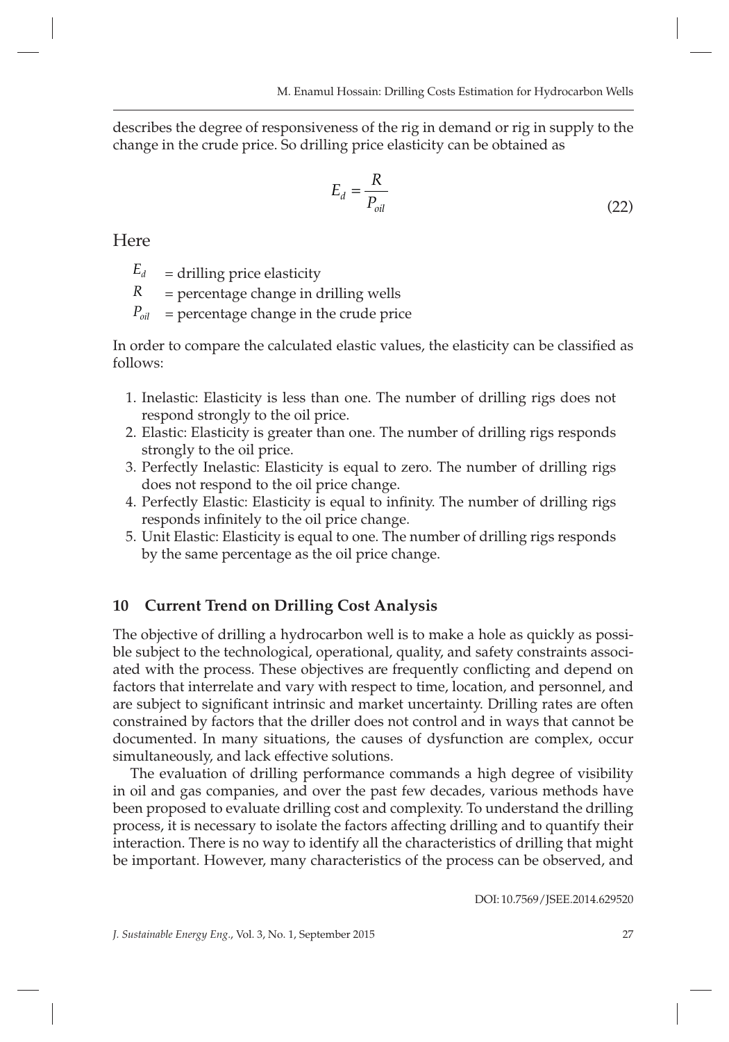describes the degree of responsiveness of the rig in demand or rig in supply to the change in the crude price. So drilling price elasticity can be obtained as

$$E_d = \frac{R}{P_{oil}} \tag{22}$$

Here

$E_d$ = drilling price elasticity
$R$ = percentage change in drilling wells
$P_{oil}$ = percentage change in the crude price

In order to compare the calculated elastic values, the elasticity can be classified as follows:

1. Inelastic: Elasticity is less than one. The number of drilling rigs does not respond strongly to the oil price.
2. Elastic: Elasticity is greater than one. The number of drilling rigs responds strongly to the oil price.
3. Perfectly Inelastic: Elasticity is equal to zero. The number of drilling rigs does not respond to the oil price change.
4. Perfectly Elastic: Elasticity is equal to infinity. The number of drilling rigs responds infinitely to the oil price change.
5. Unit Elastic: Elasticity is equal to one. The number of drilling rigs responds by the same percentage as the oil price change.

## 10 Current Trend on Drilling Cost Analysis

The objective of drilling a hydrocarbon well is to make a hole as quickly as possible subject to the technological, operational, quality, and safety constraints associated with the process. These objectives are frequently conflicting and depend on factors that interrelate and vary with respect to time, location, and personnel, and are subject to significant intrinsic and market uncertainty. Drilling rates are often constrained by factors that the driller does not control and in ways that cannot be documented. In many situations, the causes of dysfunction are complex, occur simultaneously, and lack effective solutions.

The evaluation of drilling performance commands a high degree of visibility in oil and gas companies, and over the past few decades, various methods have been proposed to evaluate drilling cost and complexity. To understand the drilling process, it is necessary to isolate the factors affecting drilling and to quantify their interaction. There is no way to identify all the characteristics of drilling that might be important. However, many characteristics of the process can be observed, and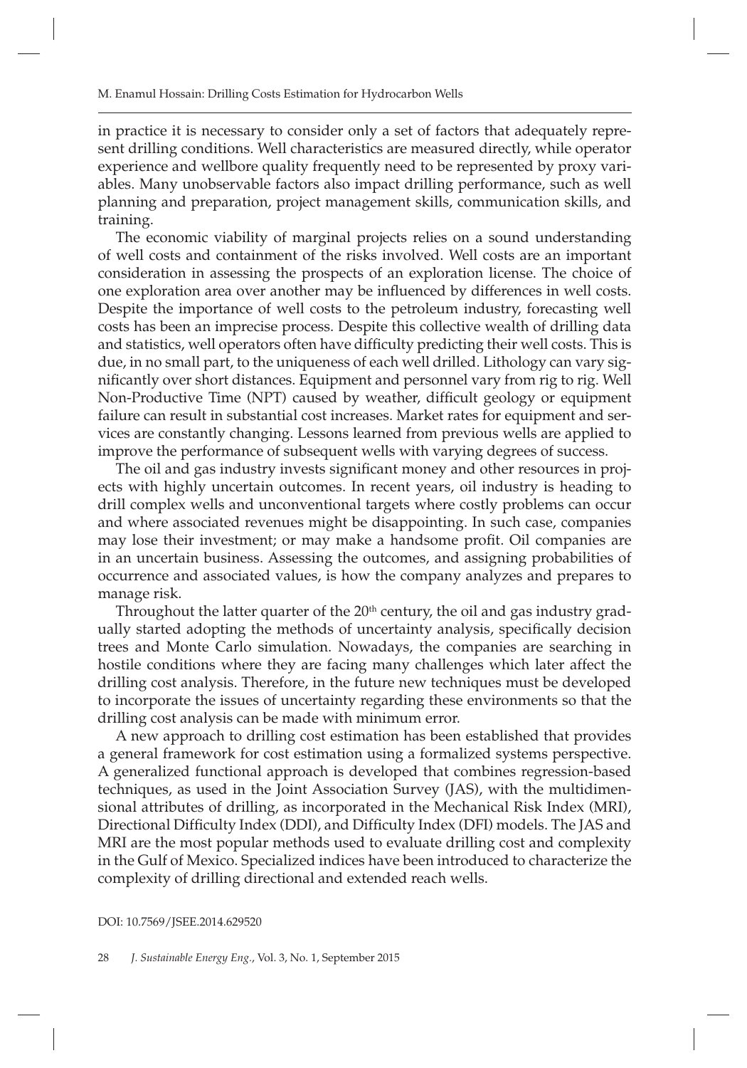in practice it is necessary to consider only a set of factors that adequately represent drilling conditions. Well characteristics are measured directly, while operator experience and wellbore quality frequently need to be represented by proxy variables. Many unobservable factors also impact drilling performance, such as well planning and preparation, project management skills, communication skills, and training.

The economic viability of marginal projects relies on a sound understanding of well costs and containment of the risks involved. Well costs are an important consideration in assessing the prospects of an exploration license. The choice of one exploration area over another may be influenced by differences in well costs. Despite the importance of well costs to the petroleum industry, forecasting well costs has been an imprecise process. Despite this collective wealth of drilling data and statistics, well operators often have difficulty predicting their well costs. This is due, in no small part, to the uniqueness of each well drilled. Lithology can vary significantly over short distances. Equipment and personnel vary from rig to rig. Well Non-Productive Time (NPT) caused by weather, difficult geology or equipment failure can result in substantial cost increases. Market rates for equipment and services are constantly changing. Lessons learned from previous wells are applied to improve the performance of subsequent wells with varying degrees of success.

The oil and gas industry invests significant money and other resources in projects with highly uncertain outcomes. In recent years, oil industry is heading to drill complex wells and unconventional targets where costly problems can occur and where associated revenues might be disappointing. In such case, companies may lose their investment; or may make a handsome profit. Oil companies are in an uncertain business. Assessing the outcomes, and assigning probabilities of occurrence and associated values, is how the company analyzes and prepares to manage risk.

Throughout the latter quarter of the 20th century, the oil and gas industry gradually started adopting the methods of uncertainty analysis, specifically decision trees and Monte Carlo simulation. Nowadays, the companies are searching in hostile conditions where they are facing many challenges which later affect the drilling cost analysis. Therefore, in the future new techniques must be developed to incorporate the issues of uncertainty regarding these environments so that the drilling cost analysis can be made with minimum error.

A new approach to drilling cost estimation has been established that provides a general framework for cost estimation using a formalized systems perspective. A generalized functional approach is developed that combines regression-based techniques, as used in the Joint Association Survey (JAS), with the multidimensional attributes of drilling, as incorporated in the Mechanical Risk Index (MRI), Directional Difficulty Index (DDI), and Difficulty Index (DFI) models. The JAS and MRI are the most popular methods used to evaluate drilling cost and complexity in the Gulf of Mexico. Specialized indices have been introduced to characterize the complexity of drilling directional and extended reach wells.

DOI: 10.7569/JSEE.2014.629520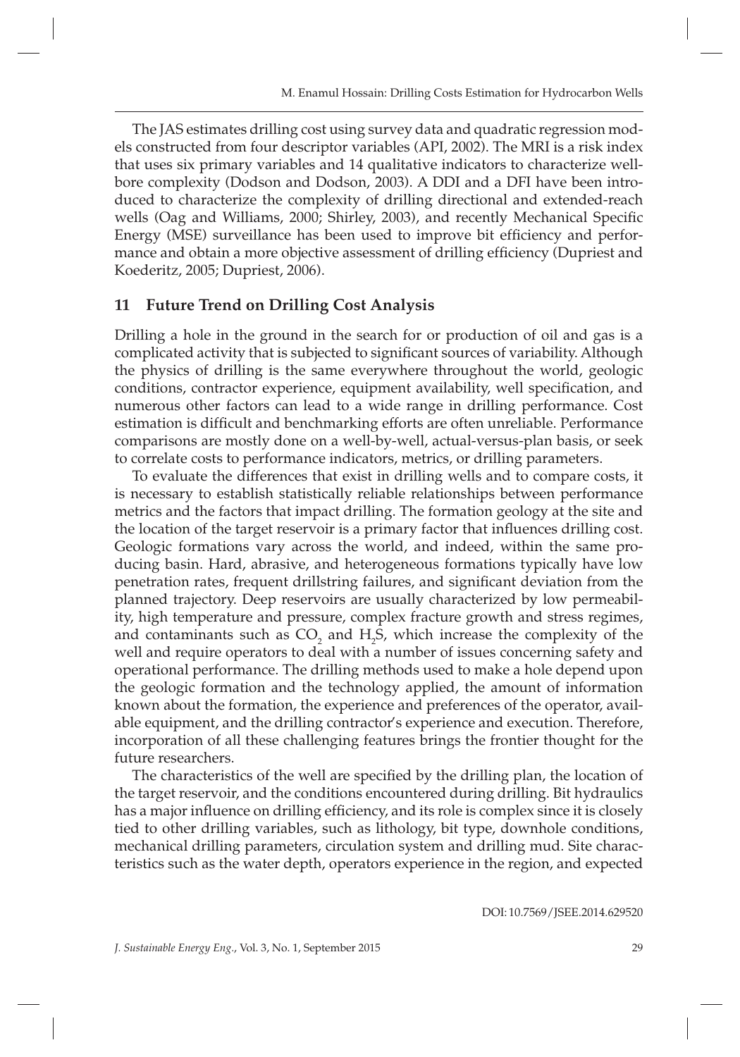The JAS estimates drilling cost using survey data and quadratic regression models constructed from four descriptor variables (API, 2002). The MRI is a risk index that uses six primary variables and 14 qualitative indicators to characterize wellbore complexity (Dodson and Dodson, 2003). A DDI and a DFI have been introduced to characterize the complexity of drilling directional and extended-reach wells (Oag and Williams, 2000; Shirley, 2003), and recently Mechanical Specific Energy (MSE) surveillance has been used to improve bit efficiency and performance and obtain a more objective assessment of drilling efficiency (Dupriest and Koederitz, 2005; Dupriest, 2006).

## 11 Future Trend on Drilling Cost Analysis

Drilling a hole in the ground in the search for or production of oil and gas is a complicated activity that is subjected to significant sources of variability. Although the physics of drilling is the same everywhere throughout the world, geologic conditions, contractor experience, equipment availability, well specification, and numerous other factors can lead to a wide range in drilling performance. Cost estimation is difficult and benchmarking efforts are often unreliable. Performance comparisons are mostly done on a well-by-well, actual-versus-plan basis, or seek to correlate costs to performance indicators, metrics, or drilling parameters.

To evaluate the differences that exist in drilling wells and to compare costs, it is necessary to establish statistically reliable relationships between performance metrics and the factors that impact drilling. The formation geology at the site and the location of the target reservoir is a primary factor that influences drilling cost. Geologic formations vary across the world, and indeed, within the same producing basin. Hard, abrasive, and heterogeneous formations typically have low penetration rates, frequent drillstring failures, and significant deviation from the planned trajectory. Deep reservoirs are usually characterized by low permeability, high temperature and pressure, complex fracture growth and stress regimes, and contaminants such as $CO_2$ and $H_2S$, which increase the complexity of the well and require operators to deal with a number of issues concerning safety and operational performance. The drilling methods used to make a hole depend upon the geologic formation and the technology applied, the amount of information known about the formation, the experience and preferences of the operator, available equipment, and the drilling contractor's experience and execution. Therefore, incorporation of all these challenging features brings the frontier thought for the future researchers.

The characteristics of the well are specified by the drilling plan, the location of the target reservoir, and the conditions encountered during drilling. Bit hydraulics has a major influence on drilling efficiency, and its role is complex since it is closely tied to other drilling variables, such as lithology, bit type, downhole conditions, mechanical drilling parameters, circulation system and drilling mud. Site characteristics such as the water depth, operators experience in the region, and expected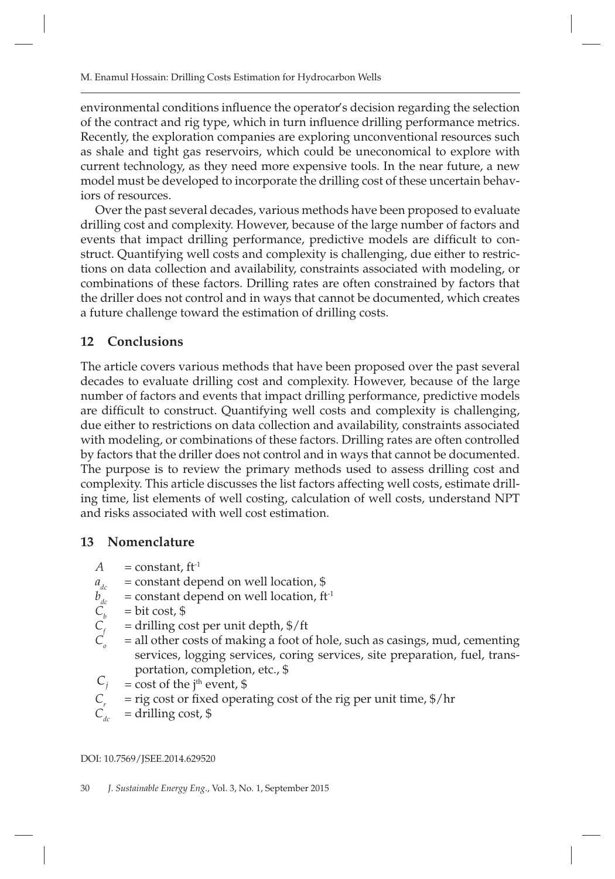environmental conditions influence the operator's decision regarding the selection of the contract and rig type, which in turn influence drilling performance metrics. Recently, the exploration companies are exploring unconventional resources such as shale and tight gas reservoirs, which could be uneconomical to explore with current technology, as they need more expensive tools. In the near future, a new model must be developed to incorporate the drilling cost of these uncertain behaviors of resources.

Over the past several decades, various methods have been proposed to evaluate drilling cost and complexity. However, because of the large number of factors and events that impact drilling performance, predictive models are difficult to construct. Quantifying well costs and complexity is challenging, due either to restrictions on data collection and availability, constraints associated with modeling, or combinations of these factors. Drilling rates are often constrained by factors that the driller does not control and in ways that cannot be documented, which creates a future challenge toward the estimation of drilling costs.

## 12 Conclusions

The article covers various methods that have been proposed over the past several decades to evaluate drilling cost and complexity. However, because of the large number of factors and events that impact drilling performance, predictive models are difficult to construct. Quantifying well costs and complexity is challenging, due either to restrictions on data collection and availability, constraints associated with modeling, or combinations of these factors. Drilling rates are often controlled by factors that the driller does not control and in ways that cannot be documented. The purpose is to review the primary methods used to assess drilling cost and complexity. This article discusses the list factors affecting well costs, estimate drilling time, list elements of well costing, calculation of well costs, understand NPT and risks associated with well cost estimation.

## 13 Nomenclature

- $A$ = constant, $ft^{-1}$
- $a_{dc}$ = constant depend on well location, \$
- $b_{dc}$ = constant depend on well location, $ft^{-1}$
- $C_b$ = bit cost, \$
- $C_f$ = drilling cost per unit depth, \$/ft
- $C_o$ = all other costs of making a foot of hole, such as casings, mud, cementing services, logging services, coring services, site preparation, fuel, transportation, completion, etc., \$
- $C_j$ = cost of the j[th] event, \$
- $C_r$ = rig cost or fixed operating cost of the rig per unit time, \$/hr
- $C_{dc}$ = drilling cost, \$

DOI: 10.7569/JSEE.2014.629520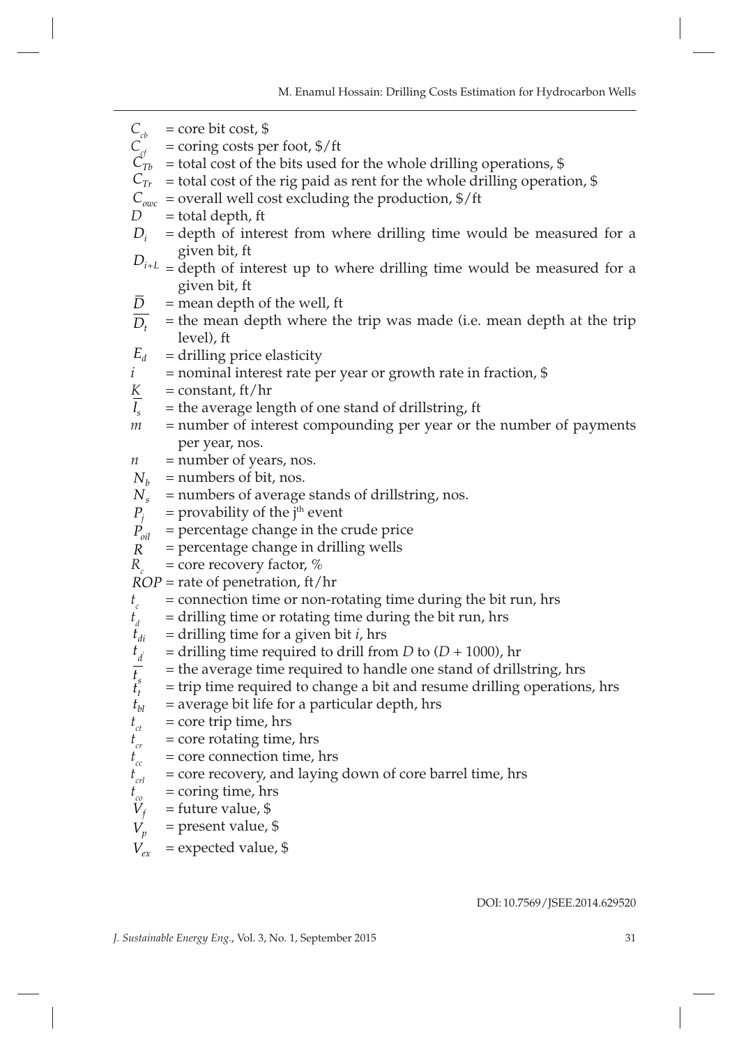$C_{cb}$ = core bit cost, \$

$C_{cf}$ = coring costs per foot, \$/ft

$C_{Tb}$ = total cost of the bits used for the whole drilling operations, \$

$C_{Tr}$ = total cost of the rig paid as rent for the whole drilling operation, \$

$C_{owc}$ = overall well cost excluding the production, \$/ft

$D$ = total depth, ft

$D_i$ = depth of interest from where drilling time would be measured for a given bit, ft

$D_{i+L}$ = depth of interest up to where drilling time would be measured for a given bit, ft

$\overline{D}$ = mean depth of the well, ft

$\overline{D_t}$ = the mean depth where the trip was made (i.e. mean depth at the trip level), ft

$E_d$ = drilling price elasticity

$i$ = nominal interest rate per year or growth rate in fraction, \$

$K$ = constant, ft/hr

$\overline{l_s}$ = the average length of one stand of drillstring, ft

$m$ = number of interest compounding per year or the number of payments per year, nos.

$n$ = number of years, nos.

$N_b$ = numbers of bit, nos.

$N_s$ = numbers of average stands of drillstring, nos.

$P_j$ = provability of the j[th] event

$P_{oil}$ = percentage change in the crude price

$R$ = percentage change in drilling wells

$R_c$ = core recovery factor, %

$ROP$ = rate of penetration, ft/hr

$t_c$ = connection time or non-rotating time during the bit run, hrs

$t_d$ = drilling time or rotating time during the bit run, hrs

$t_{di}$ = drilling time for a given bit $i$, hrs

$t_d'$ = drilling time required to drill from $D$ to $(D + 1000)$, hr

$\overline{t_s}$ = the average time required to handle one stand of drillstring, hrs

$t_t$ = trip time required to change a bit and resume drilling operations, hrs

$t_{bl}$ = average bit life for a particular depth, hrs

$t_{ct}$ = core trip time, hrs

$t_{cr}$ = core rotating time, hrs

$t_{cc}$ = core connection time, hrs

$t_{crl}$ = core recovery, and laying down of core barrel time, hrs

$t_{co}$ = coring time, hrs

$V_f$ = future value, \$

$V_p$ = present value, \$

$V_{ex}$ = expected value, \$

DOI: 10.7569/JSEE.2014.629520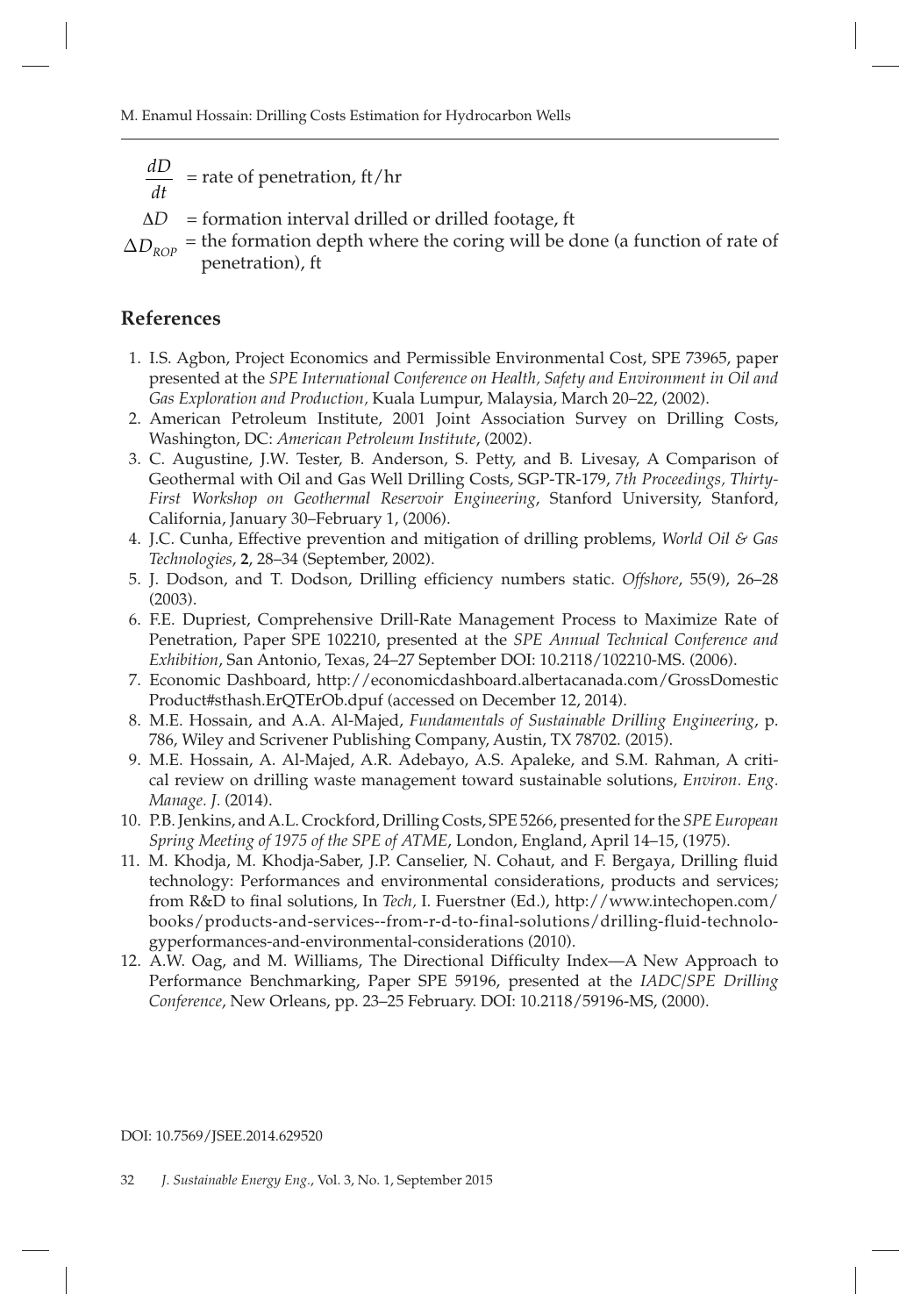$\frac{dD}{dt}$ = rate of penetration, ft/hr

$\Delta D$ = formation interval drilled or drilled footage, ft

$\Delta D_{ROP}$ = the formation depth where the coring will be done (a function of rate of penetration), ft

## References

1. I.S. Agbon, Project Economics and Permissible Environmental Cost, SPE 73965, paper presented at the *SPE International Conference on Health, Safety and Environment in Oil and Gas Exploration and Production,* Kuala Lumpur, Malaysia, March 20–22, (2002).
2. American Petroleum Institute, 2001 Joint Association Survey on Drilling Costs, Washington, DC: *American Petroleum Institute*, (2002).
3. C. Augustine, J.W. Tester, B. Anderson, S. Petty, and B. Livesay, A Comparison of Geothermal with Oil and Gas Well Drilling Costs, SGP-TR-179, *7th Proceedings, Thirty-First Workshop on Geothermal Reservoir Engineering*, Stanford University, Stanford, California, January 30–February 1, (2006).
4. J.C. Cunha, Effective prevention and mitigation of drilling problems, *World Oil & Gas Technologies*, **2**, 28–34 (September, 2002).
5. J. Dodson, and T. Dodson, Drilling efficiency numbers static. *Offshore*, 55(9), 26–28 (2003).
6. F.E. Dupriest, Comprehensive Drill-Rate Management Process to Maximize Rate of Penetration, Paper SPE 102210, presented at the *SPE Annual Technical Conference and Exhibition*, San Antonio, Texas, 24–27 September DOI: 10.2118/102210-MS. (2006).
7. Economic Dashboard, http://economicdashboard.albertacanada.com/GrossDomesticProduct#sthash.ErQTErOb.dpuf (accessed on December 12, 2014).
8. M.E. Hossain, and A.A. Al-Majed, *Fundamentals of Sustainable Drilling Engineering*, p. 786, Wiley and Scrivener Publishing Company, Austin, TX 78702. (2015).
9. M.E. Hossain, A. Al-Majed, A.R. Adebayo, A.S. Apaleke, and S.M. Rahman, A critical review on drilling waste management toward sustainable solutions, *Environ. Eng. Manage. J.* (2014).
10. P.B. Jenkins, and A.L. Crockford, Drilling Costs, SPE 5266, presented for the *SPE European Spring Meeting of 1975 of the SPE of ATME*, London, England, April 14–15, (1975).
11. M. Khodja, M. Khodja-Saber, J.P. Canselier, N. Cohaut, and F. Bergaya, Drilling fluid technology: Performances and environmental considerations, products and services; from R&D to final solutions, In *Tech,* I. Fuerstner (Ed.), http://www.intechopen.com/books/products-and-services--from-r-d-to-final-solutions/drilling-fluid-technologyperformances-and-environmental-considerations (2010).
12. A.W. Oag, and M. Williams, The Directional Difficulty Index—A New Approach to Performance Benchmarking, Paper SPE 59196, presented at the *IADC/SPE Drilling Conference*, New Orleans, pp. 23–25 February. DOI: 10.2118/59196-MS, (2000).